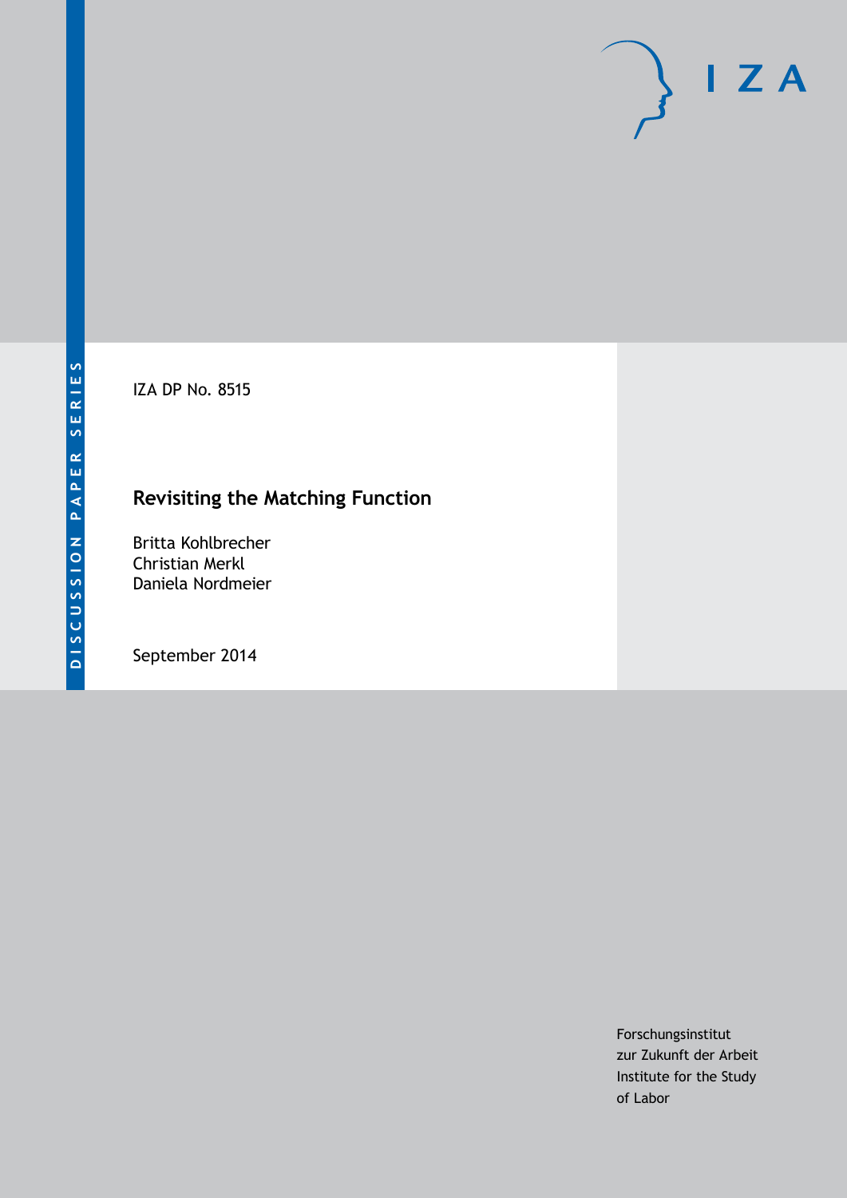DISCUSSION PAPER SERIES

IZA

IZA DP No. 8515

# Revisiting the Matching Function

Britta Kohlbrecher
Christian Merkl
Daniela Nordmeier

September 2014

Forschungsinstitut
zur Zukunft der Arbeit
Institute for the Study
of Labor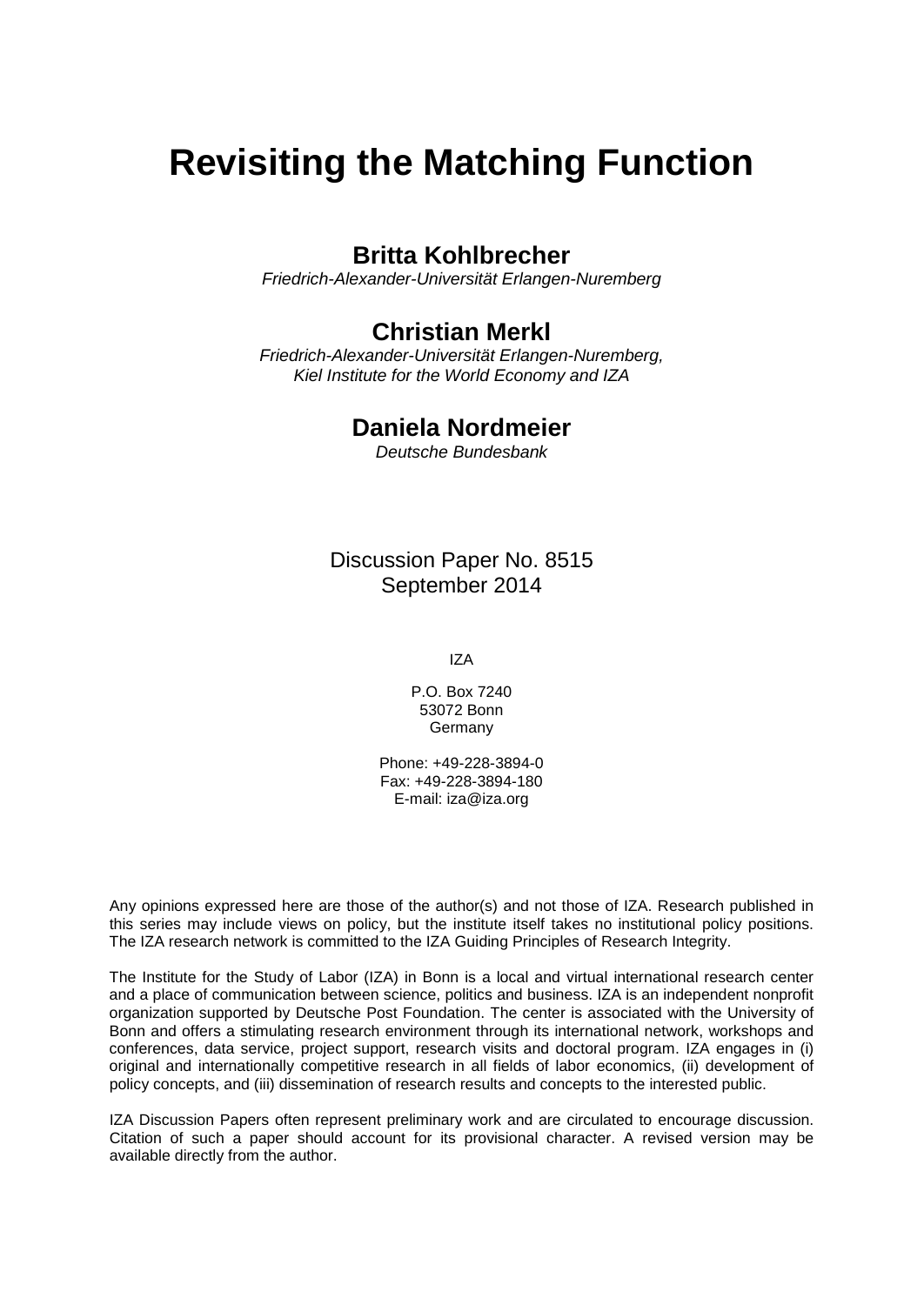// Title page of IZA Discussion Paper No. 8515
# Revisiting the Matching Function

**Britta Kohlbrecher**

*Friedrich-Alexander-Universität Erlangen-Nuremberg*

**Christian Merkl**

*Friedrich-Alexander-Universität Erlangen-Nuremberg, Kiel Institute for the World Economy and IZA*

**Daniela Nordmeier**

*Deutsche Bundesbank*

Discussion Paper No. 8515
September 2014

IZA

P.O. Box 7240
53072 Bonn
Germany

Phone: +49-228-3894-0
Fax: +49-228-3894-180
E-mail: iza@iza.org

Any opinions expressed here are those of the author(s) and not those of IZA. Research published in this series may include views on policy, but the institute itself takes no institutional policy positions. The IZA research network is committed to the IZA Guiding Principles of Research Integrity.

The Institute for the Study of Labor (IZA) in Bonn is a local and virtual international research center and a place of communication between science, politics and business. IZA is an independent nonprofit organization supported by Deutsche Post Foundation. The center is associated with the University of Bonn and offers a stimulating research environment through its international network, workshops and conferences, data service, project support, research visits and doctoral program. IZA engages in (i) original and internationally competitive research in all fields of labor economics, (ii) development of policy concepts, and (iii) dissemination of research results and concepts to the interested public.

IZA Discussion Papers often represent preliminary work and are circulated to encourage discussion. Citation of such a paper should account for its provisional character. A revised version may be available directly from the author.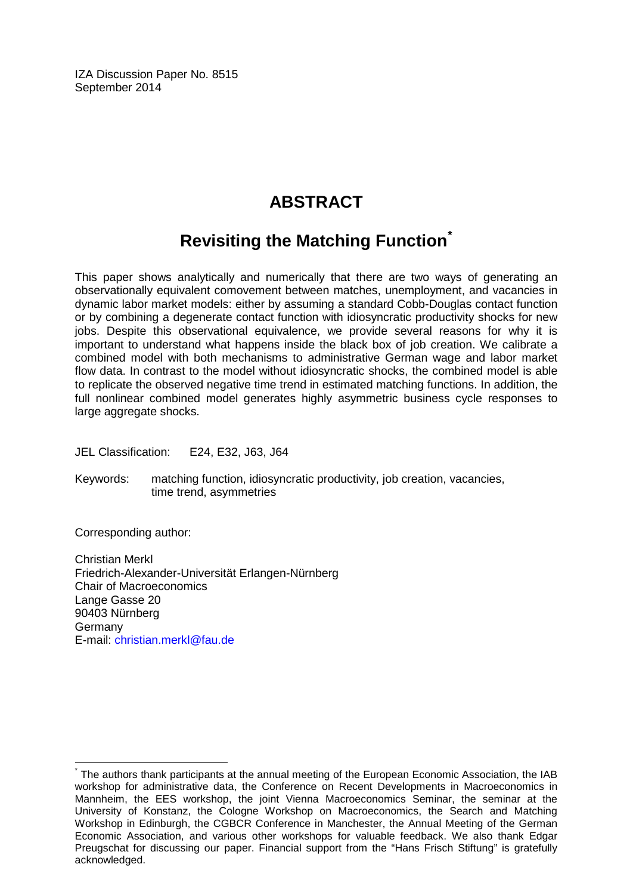IZA Discussion Paper No. 8515
September 2014

# ABSTRACT

## Revisiting the Matching Function[*]

This paper shows analytically and numerically that there are two ways of generating an observationally equivalent comovement between matches, unemployment, and vacancies in dynamic labor market models: either by assuming a standard Cobb-Douglas contact function or by combining a degenerate contact function with idiosyncratic productivity shocks for new jobs. Despite this observational equivalence, we provide several reasons for why it is important to understand what happens inside the black box of job creation. We calibrate a combined model with both mechanisms to administrative German wage and labor market flow data. In contrast to the model without idiosyncratic shocks, the combined model is able to replicate the observed negative time trend in estimated matching functions. In addition, the full nonlinear combined model generates highly asymmetric business cycle responses to large aggregate shocks.

JEL Classification: E24, E32, J63, J64

Keywords: matching function, idiosyncratic productivity, job creation, vacancies, time trend, asymmetries

Corresponding author:

Christian Merkl
Friedrich-Alexander-Universität Erlangen-Nürnberg
Chair of Macroeconomics
Lange Gasse 20
90403 Nürnberg
Germany
E-mail: christian.merkl@fau.de

[*] The authors thank participants at the annual meeting of the European Economic Association, the IAB workshop for administrative data, the Conference on Recent Developments in Macroeconomics in Mannheim, the EES workshop, the joint Vienna Macroeconomics Seminar, the seminar at the University of Konstanz, the Cologne Workshop on Macroeconomics, the Search and Matching Workshop in Edinburgh, the CGBCR Conference in Manchester, the Annual Meeting of the German Economic Association, and various other workshops for valuable feedback. We also thank Edgar Preugschat for discussing our paper. Financial support from the "Hans Frisch Stiftung" is gratefully acknowledged.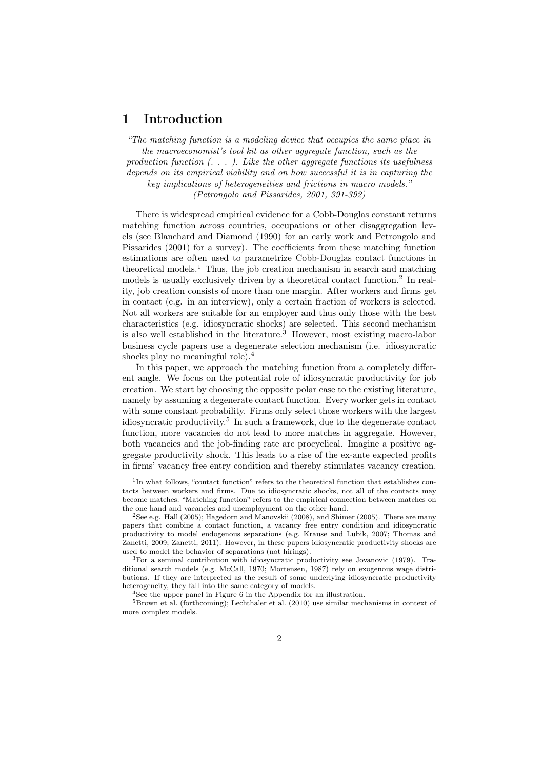# 1 Introduction

*"The matching function is a modeling device that occupies the same place in the macroeconomist's tool kit as other aggregate function, such as the production function (. . . ). Like the other aggregate functions its usefulness depends on its empirical viability and on how successful it is in capturing the key implications of heterogeneities and frictions in macro models." (Petrongolo and Pissarides, 2001, 391-392)*

There is widespread empirical evidence for a Cobb-Douglas constant returns matching function across countries, occupations or other disaggregation levels (see Blanchard and Diamond (1990) for an early work and Petrongolo and Pissarides (2001) for a survey). The coefficients from these matching function estimations are often used to parametrize Cobb-Douglas contact functions in theoretical models.[1] Thus, the job creation mechanism in search and matching models is usually exclusively driven by a theoretical contact function.[2] In reality, job creation consists of more than one margin. After workers and firms get in contact (e.g. in an interview), only a certain fraction of workers is selected. Not all workers are suitable for an employer and thus only those with the best characteristics (e.g. idiosyncratic shocks) are selected. This second mechanism is also well established in the literature.[3] However, most existing macro-labor business cycle papers use a degenerate selection mechanism (i.e. idiosyncratic shocks play no meaningful role).[4]

In this paper, we approach the matching function from a completely different angle. We focus on the potential role of idiosyncratic productivity for job creation. We start by choosing the opposite polar case to the existing literature, namely by assuming a degenerate contact function. Every worker gets in contact with some constant probability. Firms only select those workers with the largest idiosyncratic productivity.[5] In such a framework, due to the degenerate contact function, more vacancies do not lead to more matches in aggregate. However, both vacancies and the job-finding rate are procyclical. Imagine a positive aggregate productivity shock. This leads to a rise of the ex-ante expected profits in firms' vacancy free entry condition and thereby stimulates vacancy creation.

[1] In what follows, "contact function" refers to the theoretical function that establishes contacts between workers and firms. Due to idiosyncratic shocks, not all of the contacts may become matches. "Matching function" refers to the empirical connection between matches on the one hand and vacancies and unemployment on the other hand.

[2] See e.g. Hall (2005); Hagedorn and Manovskii (2008), and Shimer (2005). There are many papers that combine a contact function, a vacancy free entry condition and idiosyncratic productivity to model endogenous separations (e.g. Krause and Lubik, 2007; Thomas and Zanetti, 2009; Zanetti, 2011). However, in these papers idiosyncratic productivity shocks are used to model the behavior of separations (not hirings).

[3] For a seminal contribution with idiosyncratic productivity see Jovanovic (1979). Traditional search models (e.g. McCall, 1970; Mortensen, 1987) rely on exogenous wage distributions. If they are interpreted as the result of some underlying idiosyncratic productivity heterogeneity, they fall into the same category of models.

[4] See the upper panel in Figure 6 in the Appendix for an illustration.

[5] Brown et al. (forthcoming); Lechthaler et al. (2010) use similar mechanisms in context of more complex models.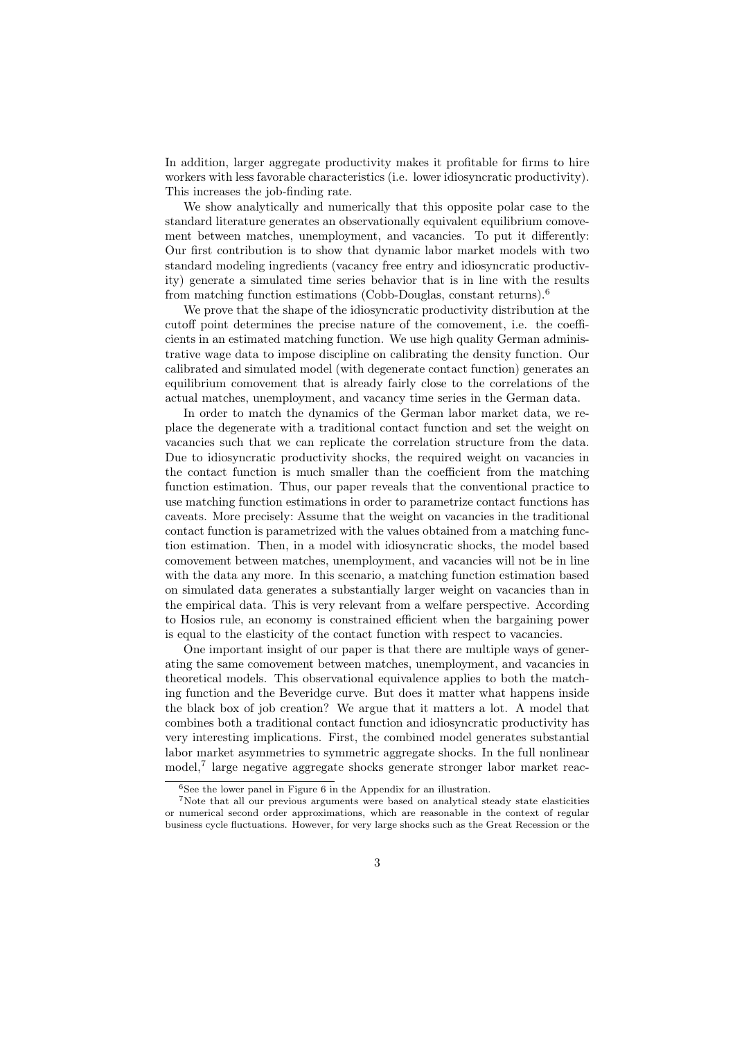In addition, larger aggregate productivity makes it profitable for firms to hire workers with less favorable characteristics (i.e. lower idiosyncratic productivity). This increases the job-finding rate.

We show analytically and numerically that this opposite polar case to the standard literature generates an observationally equivalent equilibrium comovement between matches, unemployment, and vacancies. To put it differently: Our first contribution is to show that dynamic labor market models with two standard modeling ingredients (vacancy free entry and idiosyncratic productivity) generate a simulated time series behavior that is in line with the results from matching function estimations (Cobb-Douglas, constant returns).[6]

We prove that the shape of the idiosyncratic productivity distribution at the cutoff point determines the precise nature of the comovement, i.e. the coefficients in an estimated matching function. We use high quality German administrative wage data to impose discipline on calibrating the density function. Our calibrated and simulated model (with degenerate contact function) generates an equilibrium comovement that is already fairly close to the correlations of the actual matches, unemployment, and vacancy time series in the German data.

In order to match the dynamics of the German labor market data, we replace the degenerate with a traditional contact function and set the weight on vacancies such that we can replicate the correlation structure from the data. Due to idiosyncratic productivity shocks, the required weight on vacancies in the contact function is much smaller than the coefficient from the matching function estimation. Thus, our paper reveals that the conventional practice to use matching function estimations in order to parametrize contact functions has caveats. More precisely: Assume that the weight on vacancies in the traditional contact function is parametrized with the values obtained from a matching function estimation. Then, in a model with idiosyncratic shocks, the model based comovement between matches, unemployment, and vacancies will not be in line with the data any more. In this scenario, a matching function estimation based on simulated data generates a substantially larger weight on vacancies than in the empirical data. This is very relevant from a welfare perspective. According to Hosios rule, an economy is constrained efficient when the bargaining power is equal to the elasticity of the contact function with respect to vacancies.

One important insight of our paper is that there are multiple ways of generating the same comovement between matches, unemployment, and vacancies in theoretical models. This observational equivalence applies to both the matching function and the Beveridge curve. But does it matter what happens inside the black box of job creation? We argue that it matters a lot. A model that combines both a traditional contact function and idiosyncratic productivity has very interesting implications. First, the combined model generates substantial labor market asymmetries to symmetric aggregate shocks. In the full nonlinear model,[7] large negative aggregate shocks generate stronger labor market reac-

[6]See the lower panel in Figure 6 in the Appendix for an illustration.

[7]Note that all our previous arguments were based on analytical steady state elasticities or numerical second order approximations, which are reasonable in the context of regular business cycle fluctuations. However, for very large shocks such as the Great Recession or the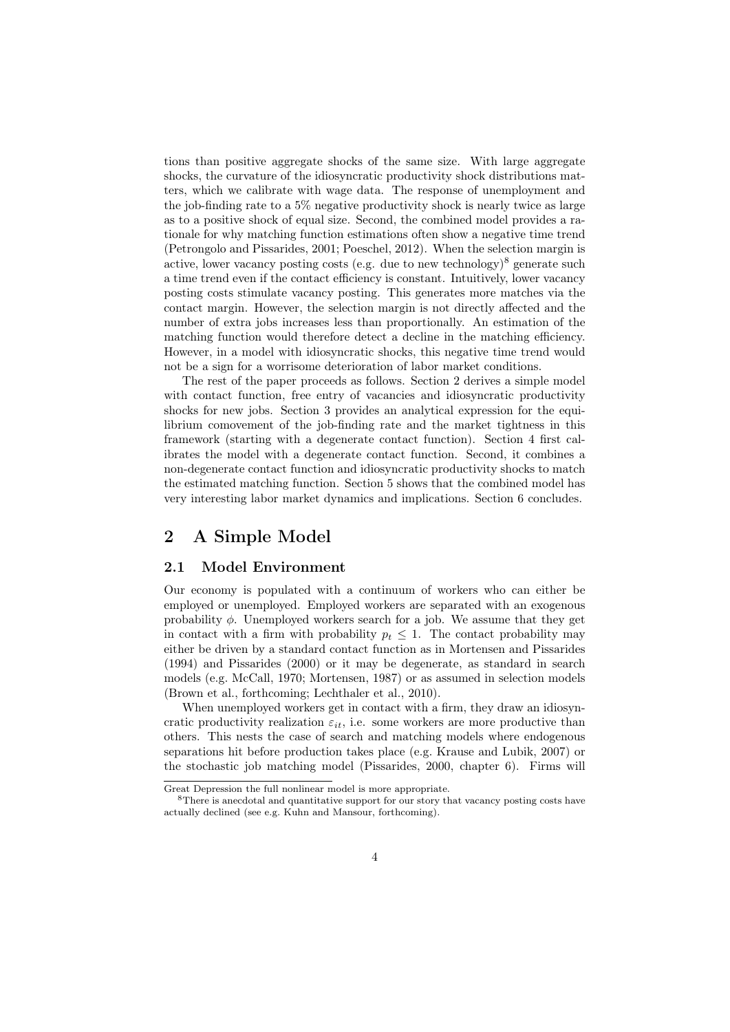tions than positive aggregate shocks of the same size. With large aggregate shocks, the curvature of the idiosyncratic productivity shock distributions matters, which we calibrate with wage data. The response of unemployment and the job-finding rate to a 5% negative productivity shock is nearly twice as large as to a positive shock of equal size. Second, the combined model provides a rationale for why matching function estimations often show a negative time trend (Petrongolo and Pissarides, 2001; Poeschel, 2012). When the selection margin is active, lower vacancy posting costs (e.g. due to new technology)[8] generate such a time trend even if the contact efficiency is constant. Intuitively, lower vacancy posting costs stimulate vacancy posting. This generates more matches via the contact margin. However, the selection margin is not directly affected and the number of extra jobs increases less than proportionally. An estimation of the matching function would therefore detect a decline in the matching efficiency. However, in a model with idiosyncratic shocks, this negative time trend would not be a sign for a worrisome deterioration of labor market conditions.

The rest of the paper proceeds as follows. Section 2 derives a simple model with contact function, free entry of vacancies and idiosyncratic productivity shocks for new jobs. Section 3 provides an analytical expression for the equilibrium comovement of the job-finding rate and the market tightness in this framework (starting with a degenerate contact function). Section 4 first calibrates the model with a degenerate contact function. Second, it combines a non-degenerate contact function and idiosyncratic productivity shocks to match the estimated matching function. Section 5 shows that the combined model has very interesting labor market dynamics and implications. Section 6 concludes.

## 2 A Simple Model

### 2.1 Model Environment

Our economy is populated with a continuum of workers who can either be employed or unemployed. Employed workers are separated with an exogenous probability $\phi$. Unemployed workers search for a job. We assume that they get in contact with a firm with probability $p_t \leq 1$. The contact probability may either be driven by a standard contact function as in Mortensen and Pissarides (1994) and Pissarides (2000) or it may be degenerate, as standard in search models (e.g. McCall, 1970; Mortensen, 1987) or as assumed in selection models (Brown et al., forthcoming; Lechthaler et al., 2010).

When unemployed workers get in contact with a firm, they draw an idiosyncratic productivity realization $\varepsilon_{it}$, i.e. some workers are more productive than others. This nests the case of search and matching models where endogenous separations hit before production takes place (e.g. Krause and Lubik, 2007) or the stochastic job matching model (Pissarides, 2000, chapter 6). Firms will

Great Depression the full nonlinear model is more appropriate.

[8] There is anecdotal and quantitative support for our story that vacancy posting costs have actually declined (see e.g. Kuhn and Mansour, forthcoming).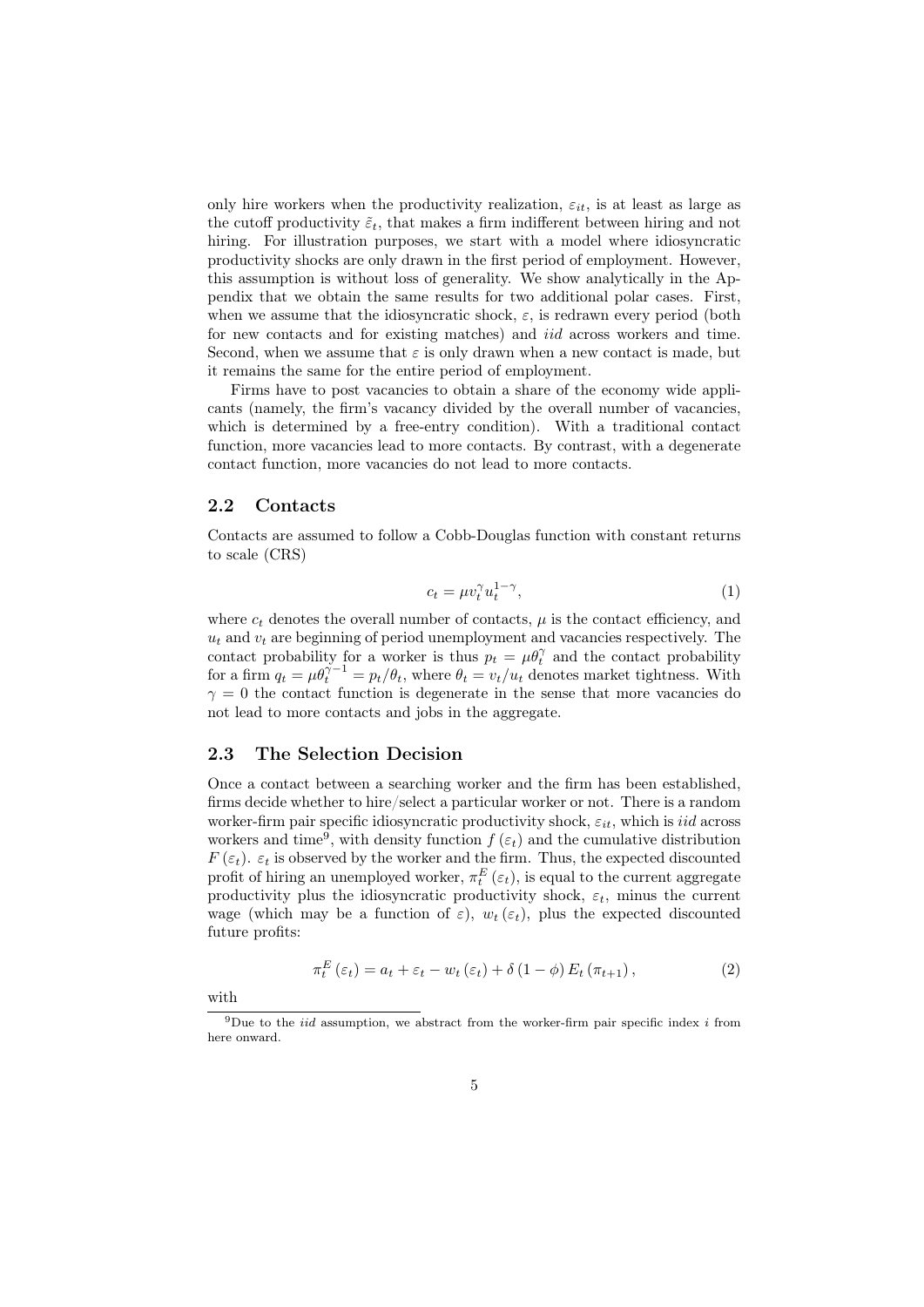only hire workers when the productivity realization, $\varepsilon_{it}$, is at least as large as the cutoff productivity $\tilde{\varepsilon}_t$, that makes a firm indifferent between hiring and not hiring. For illustration purposes, we start with a model where idiosyncratic productivity shocks are only drawn in the first period of employment. However, this assumption is without loss of generality. We show analytically in the Appendix that we obtain the same results for two additional polar cases. First, when we assume that the idiosyncratic shock, $\varepsilon$, is redrawn every period (both for new contacts and for existing matches) and *iid* across workers and time. Second, when we assume that $\varepsilon$ is only drawn when a new contact is made, but it remains the same for the entire period of employment.

Firms have to post vacancies to obtain a share of the economy wide applicants (namely, the firm's vacancy divided by the overall number of vacancies, which is determined by a free-entry condition). With a traditional contact function, more vacancies lead to more contacts. By contrast, with a degenerate contact function, more vacancies do not lead to more contacts.

## 2.2 Contacts

Contacts are assumed to follow a Cobb-Douglas function with constant returns to scale (CRS)

$$c_t = \mu v_t^{\gamma} u_t^{1-\gamma}, \tag{1}$$

where $c_t$ denotes the overall number of contacts, $\mu$ is the contact efficiency, and $u_t$ and $v_t$ are beginning of period unemployment and vacancies respectively. The contact probability for a worker is thus $p_t = \mu\theta_t^{\gamma}$ and the contact probability for a firm $q_t = \mu\theta_t^{\gamma-1} = p_t/\theta_t$, where $\theta_t = v_t/u_t$ denotes market tightness. With $\gamma = 0$ the contact function is degenerate in the sense that more vacancies do not lead to more contacts and jobs in the aggregate.

## 2.3 The Selection Decision

Once a contact between a searching worker and the firm has been established, firms decide whether to hire/select a particular worker or not. There is a random worker-firm pair specific idiosyncratic productivity shock, $\varepsilon_{it}$, which is *iid* across workers and time[9], with density function $f(\varepsilon_t)$ and the cumulative distribution $F(\varepsilon_t)$. $\varepsilon_t$ is observed by the worker and the firm. Thus, the expected discounted profit of hiring an unemployed worker, $\pi_t^E(\varepsilon_t)$, is equal to the current aggregate productivity plus the idiosyncratic productivity shock, $\varepsilon_t$, minus the current wage (which may be a function of $\varepsilon$), $w_t(\varepsilon_t)$, plus the expected discounted future profits:

$$\pi_t^E(\varepsilon_t) = a_t + \varepsilon_t - w_t(\varepsilon_t) + \delta(1-\phi)E_t(\pi_{t+1}), \tag{2}$$

with

[9] Due to the *iid* assumption, we abstract from the worker-firm pair specific index $i$ from here onward.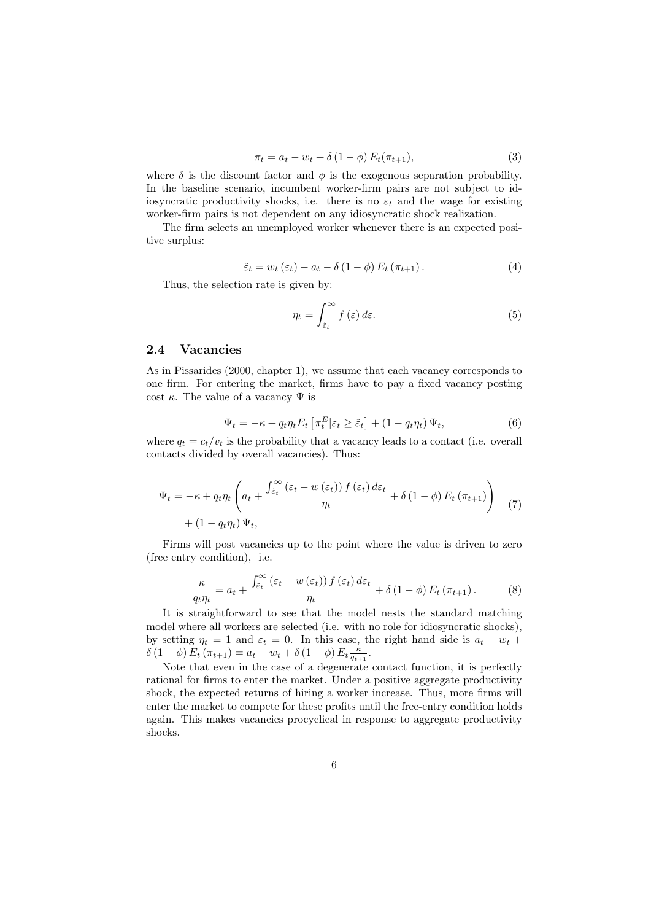$$\pi_t = a_t - w_t + \delta (1 - \phi) E_t(\pi_{t+1}), \tag{3}$$

where $\delta$ is the discount factor and $\phi$ is the exogenous separation probability. In the baseline scenario, incumbent worker-firm pairs are not subject to idiosyncratic productivity shocks, i.e. there is no $\varepsilon_t$ and the wage for existing worker-firm pairs is not dependent on any idiosyncratic shock realization.

The firm selects an unemployed worker whenever there is an expected positive surplus:

$$\tilde{\varepsilon}_t = w_t (\varepsilon_t) - a_t - \delta (1 - \phi) E_t (\pi_{t+1}). \tag{4}$$

Thus, the selection rate is given by:

$$\eta_t = \int_{\tilde{\varepsilon}_t}^{\infty} f (\varepsilon) \, d\varepsilon. \tag{5}$$

## 2.4 Vacancies

As in Pissarides (2000, chapter 1), we assume that each vacancy corresponds to one firm. For entering the market, firms have to pay a fixed vacancy posting cost $\kappa$. The value of a vacancy $\Psi$ is

$$\Psi_t = -\kappa + q_t \eta_t E_t \left[ \pi_t^E | \varepsilon_t \geq \tilde{\varepsilon}_t \right] + (1 - q_t \eta_t) \Psi_t, \tag{6}$$

where $q_t = c_t / v_t$ is the probability that a vacancy leads to a contact (i.e. overall contacts divided by overall vacancies). Thus:

$$\begin{aligned} \Psi_t = -\kappa + q_t \eta_t \left( a_t + \frac{\int_{\tilde{\varepsilon}_t}^{\infty} (\varepsilon_t - w(\varepsilon_t)) f(\varepsilon_t) \, d\varepsilon_t}{\eta_t} + \delta (1 - \phi) E_t (\pi_{t+1}) \right) \\ + (1 - q_t \eta_t) \Psi_t, \end{aligned} \tag{7}$$

Firms will post vacancies up to the point where the value is driven to zero (free entry condition), i.e.

$$\frac{\kappa}{q_t \eta_t} = a_t + \frac{\int_{\tilde{\varepsilon}_t}^{\infty} (\varepsilon_t - w(\varepsilon_t)) f(\varepsilon_t) \, d\varepsilon_t}{\eta_t} + \delta (1 - \phi) E_t (\pi_{t+1}). \tag{8}$$

It is straightforward to see that the model nests the standard matching model where all workers are selected (i.e. with no role for idiosyncratic shocks), by setting $\eta_t = 1$ and $\varepsilon_t = 0$. In this case, the right hand side is $a_t - w_t + \delta (1 - \phi) E_t (\pi_{t+1}) = a_t - w_t + \delta (1 - \phi) E_t \frac{\kappa}{q_{t+1}}$.

Note that even in the case of a degenerate contact function, it is perfectly rational for firms to enter the market. Under a positive aggregate productivity shock, the expected returns of hiring a worker increase. Thus, more firms will enter the market to compete for these profits until the free-entry condition holds again. This makes vacancies procyclical in response to aggregate productivity shocks.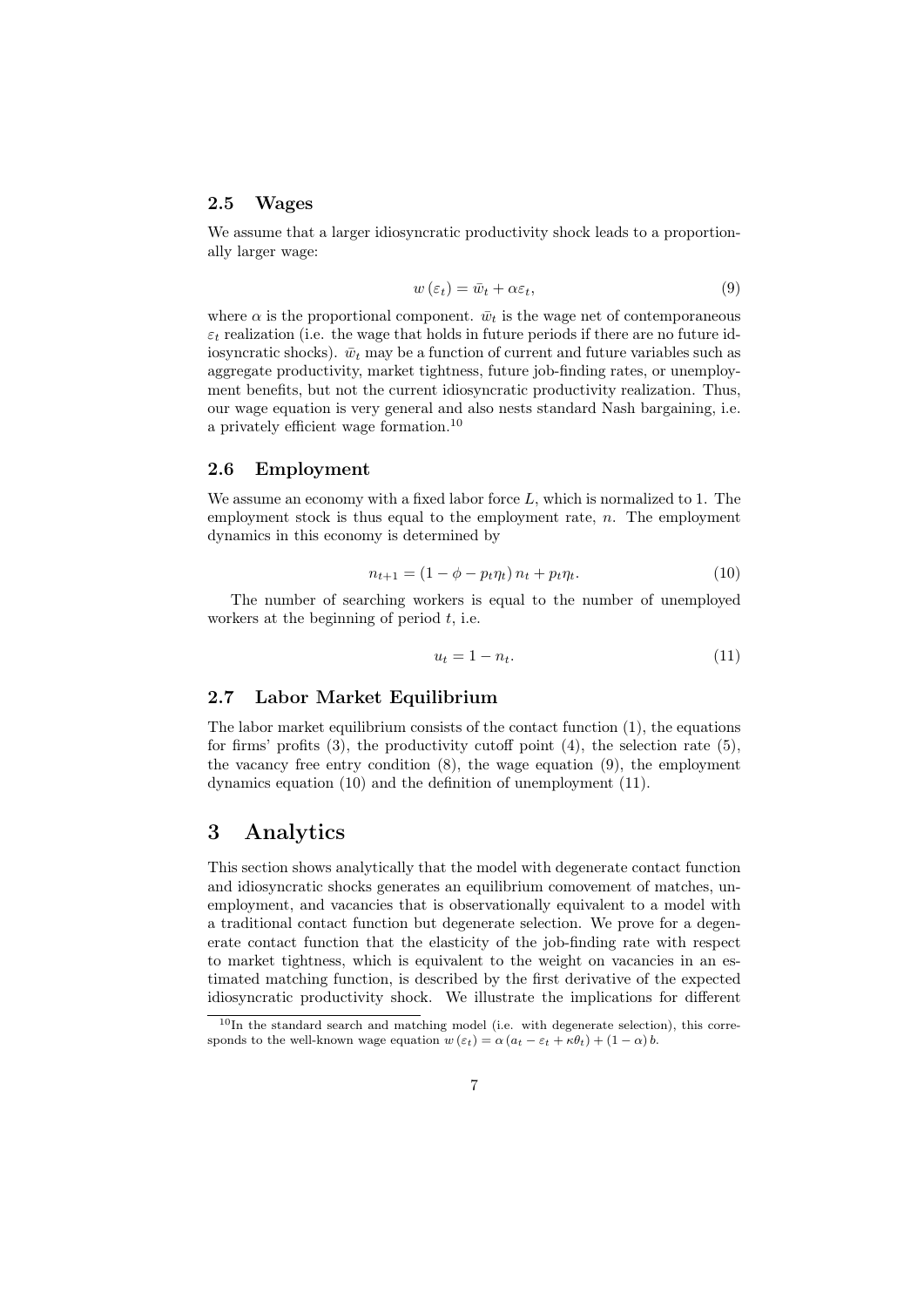### 2.5 Wages

We assume that a larger idiosyncratic productivity shock leads to a proportionally larger wage:

$$w(\varepsilon_t) = \bar{w}_t + \alpha \varepsilon_t, \tag{9}$$

where $\alpha$ is the proportional component. $\bar{w}_t$ is the wage net of contemporaneous $\varepsilon_t$ realization (i.e. the wage that holds in future periods if there are no future idiosyncratic shocks). $\bar{w}_t$ may be a function of current and future variables such as aggregate productivity, market tightness, future job-finding rates, or unemployment benefits, but not the current idiosyncratic productivity realization. Thus, our wage equation is very general and also nests standard Nash bargaining, i.e. a privately efficient wage formation.[10]

### 2.6 Employment

We assume an economy with a fixed labor force $L$, which is normalized to 1. The employment stock is thus equal to the employment rate, $n$. The employment dynamics in this economy is determined by

$$n_{t+1} = (1 - \phi - p_t \eta_t) n_t + p_t \eta_t. \tag{10}$$

The number of searching workers is equal to the number of unemployed workers at the beginning of period $t$, i.e.

$$u_t = 1 - n_t. \tag{11}$$

### 2.7 Labor Market Equilibrium

The labor market equilibrium consists of the contact function (1), the equations for firms' profits (3), the productivity cutoff point (4), the selection rate (5), the vacancy free entry condition (8), the wage equation (9), the employment dynamics equation (10) and the definition of unemployment (11).

## 3 Analytics

This section shows analytically that the model with degenerate contact function and idiosyncratic shocks generates an equilibrium comovement of matches, unemployment, and vacancies that is observationally equivalent to a model with a traditional contact function but degenerate selection. We prove for a degenerate contact function that the elasticity of the job-finding rate with respect to market tightness, which is equivalent to the weight on vacancies in an estimated matching function, is described by the first derivative of the expected idiosyncratic productivity shock. We illustrate the implications for different

[10] In the standard search and matching model (i.e. with degenerate selection), this corresponds to the well-known wage equation $w(\varepsilon_t) = \alpha(a_t - \varepsilon_t + \kappa\theta_t) + (1 - \alpha) b$.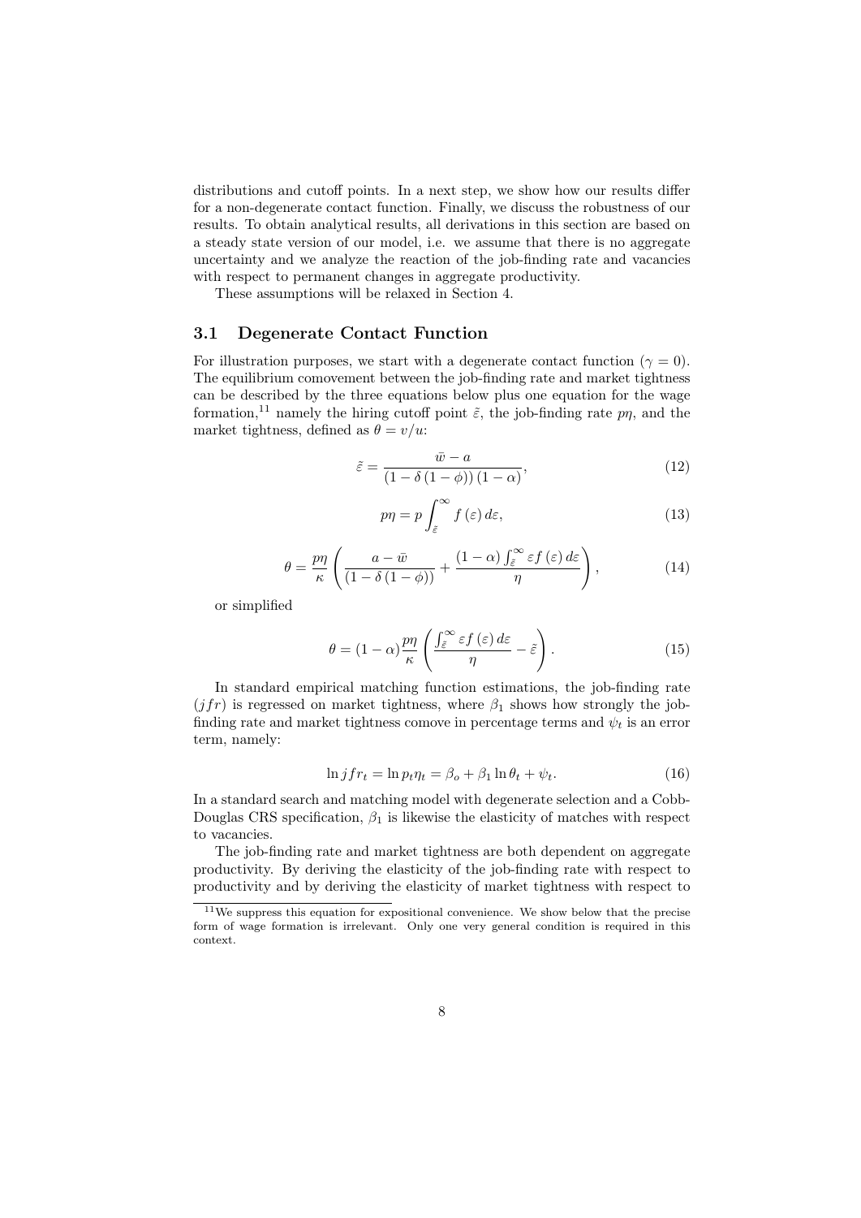distributions and cutoff points. In a next step, we show how our results differ for a non-degenerate contact function. Finally, we discuss the robustness of our results. To obtain analytical results, all derivations in this section are based on a steady state version of our model, i.e. we assume that there is no aggregate uncertainty and we analyze the reaction of the job-finding rate and vacancies with respect to permanent changes in aggregate productivity.

These assumptions will be relaxed in Section 4.

### 3.1 Degenerate Contact Function

For illustration purposes, we start with a degenerate contact function ($\gamma = 0$). The equilibrium comovement between the job-finding rate and market tightness can be described by the three equations below plus one equation for the wage formation,[11] namely the hiring cutoff point $\tilde{\varepsilon}$, the job-finding rate $p\eta$, and the market tightness, defined as $\theta = v/u$:

$$\tilde{\varepsilon} = \frac{\bar{w} - a}{(1 - \delta(1 - \phi))(1 - \alpha)}, \tag{12}$$

$$p\eta = p \int_{\tilde{\varepsilon}}^{\infty} f(\varepsilon) \, d\varepsilon, \tag{13}$$

$$\theta = \frac{p\eta}{\kappa} \left( \frac{a - \bar{w}}{(1 - \delta(1 - \phi))} + \frac{(1 - \alpha) \int_{\tilde{\varepsilon}}^{\infty} \varepsilon f(\varepsilon) \, d\varepsilon}{\eta} \right), \tag{14}$$

or simplified

$$\theta = (1 - \alpha) \frac{p\eta}{\kappa} \left( \frac{\int_{\tilde{\varepsilon}}^{\infty} \varepsilon f(\varepsilon) \, d\varepsilon}{\eta} - \tilde{\varepsilon} \right). \tag{15}$$

In standard empirical matching function estimations, the job-finding rate ($jfr$) is regressed on market tightness, where $\beta_1$ shows how strongly the job-finding rate and market tightness comove in percentage terms and $\psi_t$ is an error term, namely:

$$\ln jfr_t = \ln p_t \eta_t = \beta_o + \beta_1 \ln \theta_t + \psi_t. \tag{16}$$

In a standard search and matching model with degenerate selection and a Cobb-Douglas CRS specification, $\beta_1$ is likewise the elasticity of matches with respect to vacancies.

The job-finding rate and market tightness are both dependent on aggregate productivity. By deriving the elasticity of the job-finding rate with respect to productivity and by deriving the elasticity of market tightness with respect to

[11] We suppress this equation for expositional convenience. We show below that the precise form of wage formation is irrelevant. Only one very general condition is required in this context.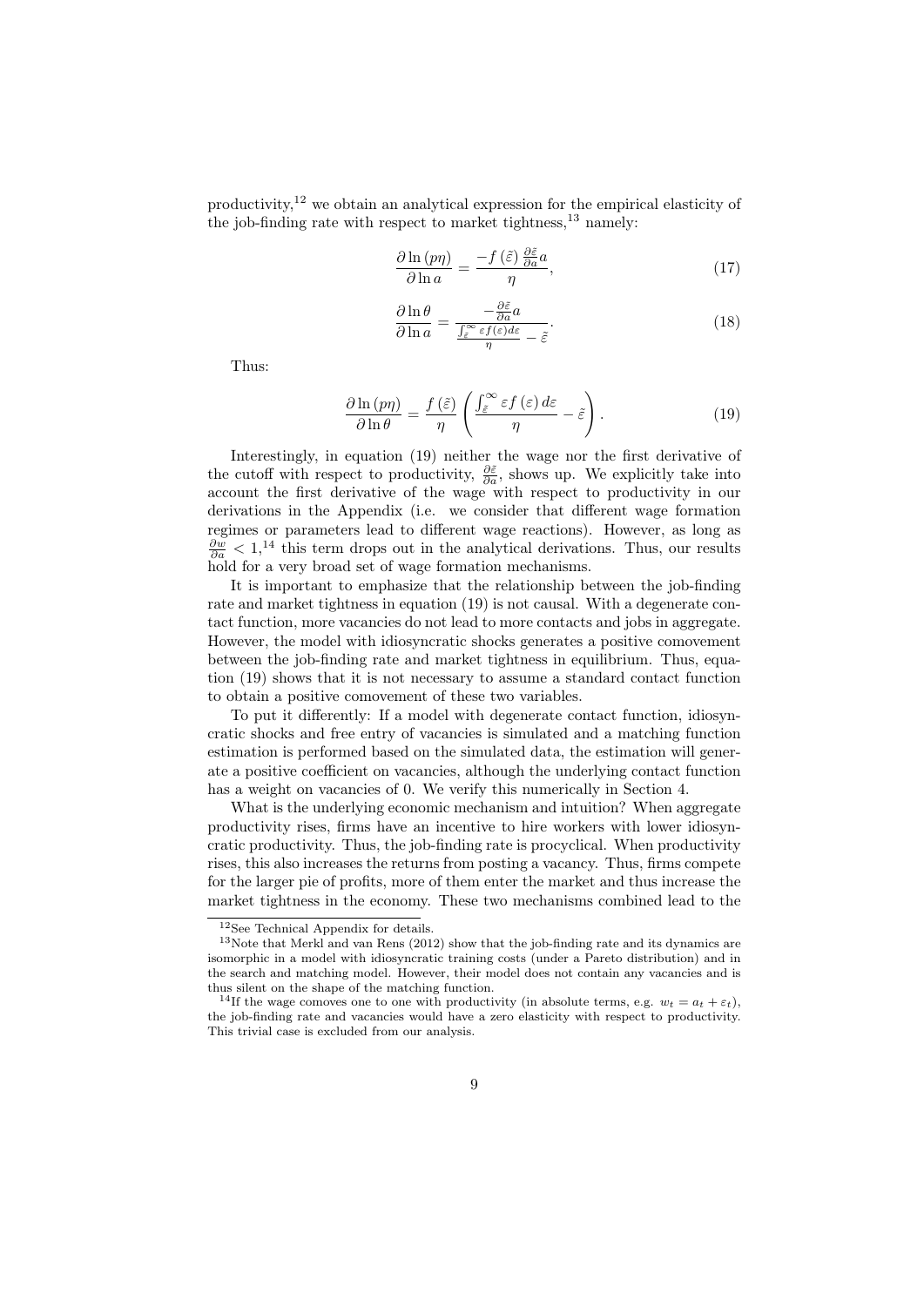productivity,[12] we obtain an analytical expression for the empirical elasticity of the job-finding rate with respect to market tightness,[13] namely:

$$\frac{\partial \ln (p\eta)}{\partial \ln a} = \frac{-f(\tilde{\varepsilon}) \frac{\partial \tilde{\varepsilon}}{\partial a} a}{\eta}, \tag{17}$$

$$\frac{\partial \ln \theta}{\partial \ln a} = \frac{-\frac{\partial \tilde{\varepsilon}}{\partial a} a}{\frac{\int_{\tilde{\varepsilon}}^{\infty} \varepsilon f(\varepsilon) d\varepsilon}{\eta} - \tilde{\varepsilon}}. \tag{18}$$

Thus:

$$\frac{\partial \ln (p\eta)}{\partial \ln \theta} = \frac{f(\tilde{\varepsilon})}{\eta} \left( \frac{\int_{\tilde{\varepsilon}}^{\infty} \varepsilon f(\varepsilon) d\varepsilon}{\eta} - \tilde{\varepsilon} \right). \tag{19}$$

Interestingly, in equation (19) neither the wage nor the first derivative of the cutoff with respect to productivity, $\frac{\partial \tilde{\varepsilon}}{\partial a}$, shows up. We explicitly take into account the first derivative of the wage with respect to productivity in our derivations in the Appendix (i.e. we consider that different wage formation regimes or parameters lead to different wage reactions). However, as long as $\frac{\partial w}{\partial a} < 1$,[14] this term drops out in the analytical derivations. Thus, our results hold for a very broad set of wage formation mechanisms.

It is important to emphasize that the relationship between the job-finding rate and market tightness in equation (19) is not causal. With a degenerate contact function, more vacancies do not lead to more contacts and jobs in aggregate. However, the model with idiosyncratic shocks generates a positive comovement between the job-finding rate and market tightness in equilibrium. Thus, equation (19) shows that it is not necessary to assume a standard contact function to obtain a positive comovement of these two variables.

To put it differently: If a model with degenerate contact function, idiosyncratic shocks and free entry of vacancies is simulated and a matching function estimation is performed based on the simulated data, the estimation will generate a positive coefficient on vacancies, although the underlying contact function has a weight on vacancies of 0. We verify this numerically in Section 4.

What is the underlying economic mechanism and intuition? When aggregate productivity rises, firms have an incentive to hire workers with lower idiosyncratic productivity. Thus, the job-finding rate is procyclical. When productivity rises, this also increases the returns from posting a vacancy. Thus, firms compete for the larger pie of profits, more of them enter the market and thus increase the market tightness in the economy. These two mechanisms combined lead to the

[12] See Technical Appendix for details.

[13] Note that Merkl and van Rens (2012) show that the job-finding rate and its dynamics are isomorphic in a model with idiosyncratic training costs (under a Pareto distribution) and in the search and matching model. However, their model does not contain any vacancies and is thus silent on the shape of the matching function.

[14] If the wage comoves one to one with productivity (in absolute terms, e.g. $w_t = a_t + \varepsilon_t$), the job-finding rate and vacancies would have a zero elasticity with respect to productivity. This trivial case is excluded from our analysis.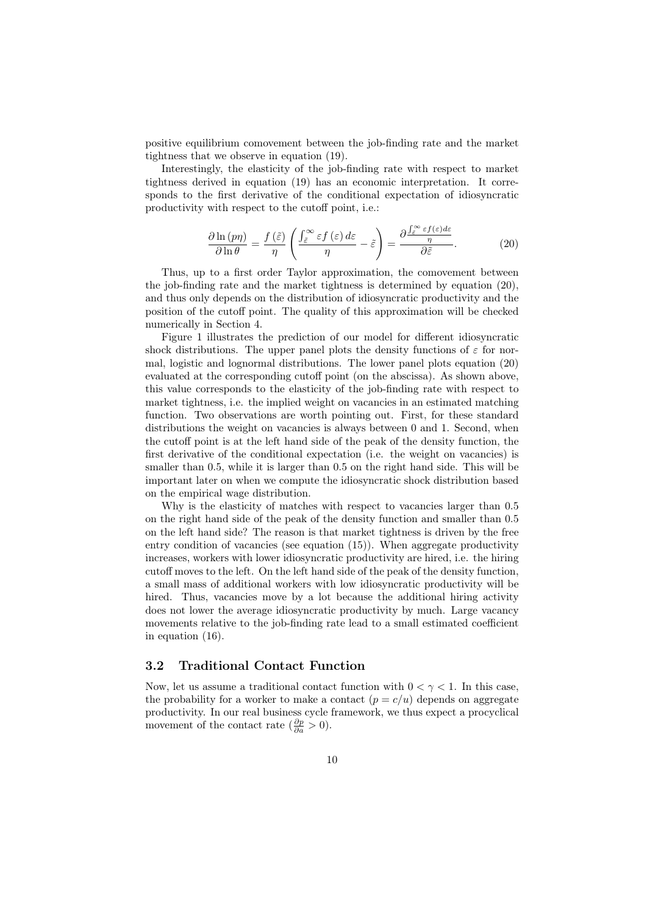positive equilibrium comovement between the job-finding rate and the market tightness that we observe in equation (19).

Interestingly, the elasticity of the job-finding rate with respect to market tightness derived in equation (19) has an economic interpretation. It corresponds to the first derivative of the conditional expectation of idiosyncratic productivity with respect to the cutoff point, i.e.:

$$\frac{\partial \ln (p\eta)}{\partial \ln \theta} = \frac{f(\tilde{\varepsilon})}{\eta} \left( \frac{\int_{\tilde{\varepsilon}}^{\infty} \varepsilon f(\varepsilon)\, d\varepsilon}{\eta} - \tilde{\varepsilon} \right) = \frac{\partial \frac{\int_{\tilde{\varepsilon}}^{\infty} \varepsilon f(\varepsilon) d\varepsilon}{\eta}}{\partial \tilde{\varepsilon}}. \tag{20}$$

Thus, up to a first order Taylor approximation, the comovement between the job-finding rate and the market tightness is determined by equation (20), and thus only depends on the distribution of idiosyncratic productivity and the position of the cutoff point. The quality of this approximation will be checked numerically in Section 4.

Figure 1 illustrates the prediction of our model for different idiosyncratic shock distributions. The upper panel plots the density functions of $\varepsilon$ for normal, logistic and lognormal distributions. The lower panel plots equation (20) evaluated at the corresponding cutoff point (on the abscissa). As shown above, this value corresponds to the elasticity of the job-finding rate with respect to market tightness, i.e. the implied weight on vacancies in an estimated matching function. Two observations are worth pointing out. First, for these standard distributions the weight on vacancies is always between 0 and 1. Second, when the cutoff point is at the left hand side of the peak of the density function, the first derivative of the conditional expectation (i.e. the weight on vacancies) is smaller than 0.5, while it is larger than 0.5 on the right hand side. This will be important later on when we compute the idiosyncratic shock distribution based on the empirical wage distribution.

Why is the elasticity of matches with respect to vacancies larger than 0.5 on the right hand side of the peak of the density function and smaller than 0.5 on the left hand side? The reason is that market tightness is driven by the free entry condition of vacancies (see equation (15)). When aggregate productivity increases, workers with lower idiosyncratic productivity are hired, i.e. the hiring cutoff moves to the left. On the left hand side of the peak of the density function, a small mass of additional workers with low idiosyncratic productivity will be hired. Thus, vacancies move by a lot because the additional hiring activity does not lower the average idiosyncratic productivity by much. Large vacancy movements relative to the job-finding rate lead to a small estimated coefficient in equation (16).

### 3.2 Traditional Contact Function

Now, let us assume a traditional contact function with $0 < \gamma < 1$. In this case, the probability for a worker to make a contact ($p = c/u$) depends on aggregate productivity. In our real business cycle framework, we thus expect a procyclical movement of the contact rate ($\frac{\partial p}{\partial a} > 0$).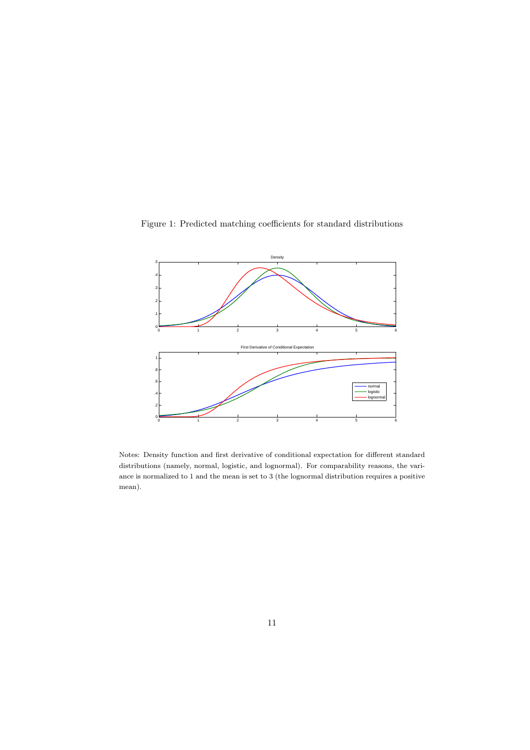Figure 1: Predicted matching coefficients for standard distributions

Notes: Density function and first derivative of conditional expectation for different standard distributions (namely, normal, logistic, and lognormal). For comparability reasons, the variance is normalized to 1 and the mean is set to 3 (the lognormal distribution requires a positive mean).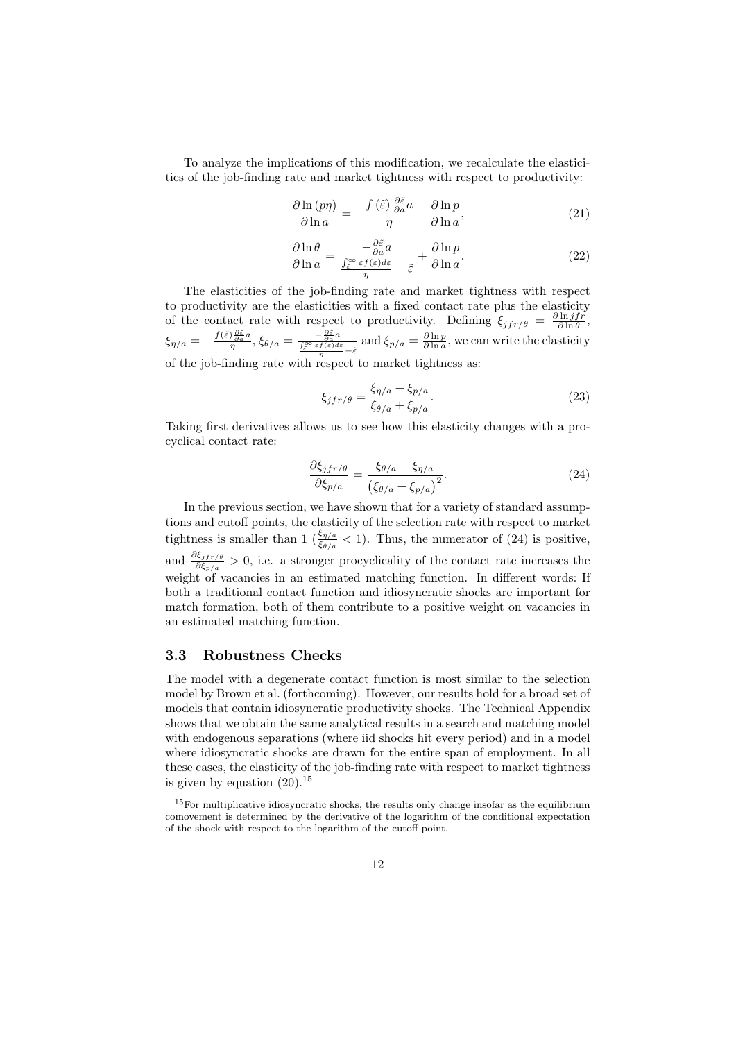To analyze the implications of this modification, we recalculate the elasticities of the job-finding rate and market tightness with respect to productivity:

$$\frac{\partial \ln (p\eta)}{\partial \ln a} = -\frac{f(\tilde{\varepsilon}) \frac{\partial \tilde{\varepsilon}}{\partial a} a}{\eta} + \frac{\partial \ln p}{\partial \ln a}, \tag{21}$$

$$\frac{\partial \ln \theta}{\partial \ln a} = \frac{-\frac{\partial \tilde{\varepsilon}}{\partial a} a}{\frac{\int_{\tilde{\varepsilon}}^{\infty} \varepsilon f(\varepsilon) d\varepsilon}{\eta} - \tilde{\varepsilon}} + \frac{\partial \ln p}{\partial \ln a}. \tag{22}$$

The elasticities of the job-finding rate and market tightness with respect to productivity are the elasticities with a fixed contact rate plus the elasticity of the contact rate with respect to productivity. Defining $\xi_{jfr/\theta} = \frac{\partial \ln jfr}{\partial \ln \theta}$, $\xi_{\eta/a} = -\frac{f(\tilde{\varepsilon}) \frac{\partial \tilde{\varepsilon}}{\partial a} a}{\eta}$, $\xi_{\theta/a} = \frac{-\frac{\partial \tilde{\varepsilon}}{\partial a} a}{\frac{\int_{\tilde{\varepsilon}}^{\infty} \varepsilon f(\varepsilon) d\varepsilon}{\eta} - \tilde{\varepsilon}}$ and $\xi_{p/a} = \frac{\partial \ln p}{\partial \ln a}$, we can write the elasticity of the job-finding rate with respect to market tightness as:

$$\xi_{jfr/\theta} = \frac{\xi_{\eta/a} + \xi_{p/a}}{\xi_{\theta/a} + \xi_{p/a}}. \tag{23}$$

Taking first derivatives allows us to see how this elasticity changes with a procyclical contact rate:

$$\frac{\partial \xi_{jfr/\theta}}{\partial \xi_{p/a}} = \frac{\xi_{\theta/a} - \xi_{\eta/a}}{\left(\xi_{\theta/a} + \xi_{p/a}\right)^2}. \tag{24}$$

In the previous section, we have shown that for a variety of standard assumptions and cutoff points, the elasticity of the selection rate with respect to market tightness is smaller than 1 ($\frac{\xi_{\eta/a}}{\xi_{\theta/a}} < 1$). Thus, the numerator of (24) is positive, and $\frac{\partial \xi_{jfr/\theta}}{\partial \xi_{p/a}} > 0$, i.e. a stronger procyclicality of the contact rate increases the weight of vacancies in an estimated matching function. In different words: If both a traditional contact function and idiosyncratic shocks are important for match formation, both of them contribute to a positive weight on vacancies in an estimated matching function.

### 3.3 Robustness Checks

The model with a degenerate contact function is most similar to the selection model by Brown et al. (forthcoming). However, our results hold for a broad set of models that contain idiosyncratic productivity shocks. The Technical Appendix shows that we obtain the same analytical results in a search and matching model with endogenous separations (where iid shocks hit every period) and in a model where idiosyncratic shocks are drawn for the entire span of employment. In all these cases, the elasticity of the job-finding rate with respect to market tightness is given by equation (20).[15]

[15] For multiplicative idiosyncratic shocks, the results only change insofar as the equilibrium comovement is determined by the derivative of the logarithm of the conditional expectation of the shock with respect to the logarithm of the cutoff point.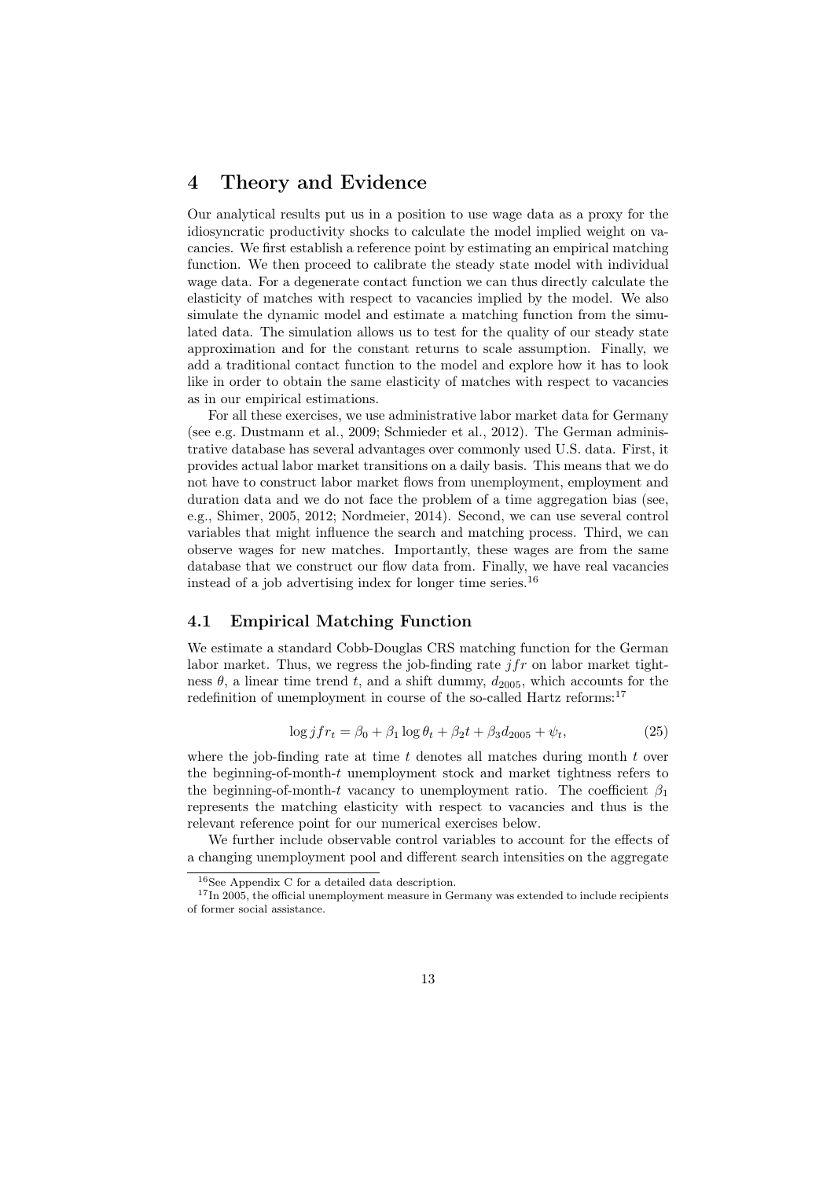# 4 Theory and Evidence

Our analytical results put us in a position to use wage data as a proxy for the idiosyncratic productivity shocks to calculate the model implied weight on vacancies. We first establish a reference point by estimating an empirical matching function. We then proceed to calibrate the steady state model with individual wage data. For a degenerate contact function we can thus directly calculate the elasticity of matches with respect to vacancies implied by the model. We also simulate the dynamic model and estimate a matching function from the simulated data. The simulation allows us to test for the quality of our steady state approximation and for the constant returns to scale assumption. Finally, we add a traditional contact function to the model and explore how it has to look like in order to obtain the same elasticity of matches with respect to vacancies as in our empirical estimations.

For all these exercises, we use administrative labor market data for Germany (see e.g. Dustmann et al., 2009; Schmieder et al., 2012). The German administrative database has several advantages over commonly used U.S. data. First, it provides actual labor market transitions on a daily basis. This means that we do not have to construct labor market flows from unemployment, employment and duration data and we do not face the problem of a time aggregation bias (see, e.g., Shimer, 2005, 2012; Nordmeier, 2014). Second, we can use several control variables that might influence the search and matching process. Third, we can observe wages for new matches. Importantly, these wages are from the same database that we construct our flow data from. Finally, we have real vacancies instead of a job advertising index for longer time series.[16]

## 4.1 Empirical Matching Function

We estimate a standard Cobb-Douglas CRS matching function for the German labor market. Thus, we regress the job-finding rate $jfr$ on labor market tightness $\theta$, a linear time trend $t$, and a shift dummy, $d_{2005}$, which accounts for the redefinition of unemployment in course of the so-called Hartz reforms:[17]

$$\log jfr_t = \beta_0 + \beta_1 \log \theta_t + \beta_2 t + \beta_3 d_{2005} + \psi_t, \tag{25}$$

where the job-finding rate at time $t$ denotes all matches during month $t$ over the beginning-of-month-$t$ unemployment stock and market tightness refers to the beginning-of-month-$t$ vacancy to unemployment ratio. The coefficient $\beta_1$ represents the matching elasticity with respect to vacancies and thus is the relevant reference point for our numerical exercises below.

We further include observable control variables to account for the effects of a changing unemployment pool and different search intensities on the aggregate

[16] See Appendix C for a detailed data description.

[17] In 2005, the official unemployment measure in Germany was extended to include recipients of former social assistance.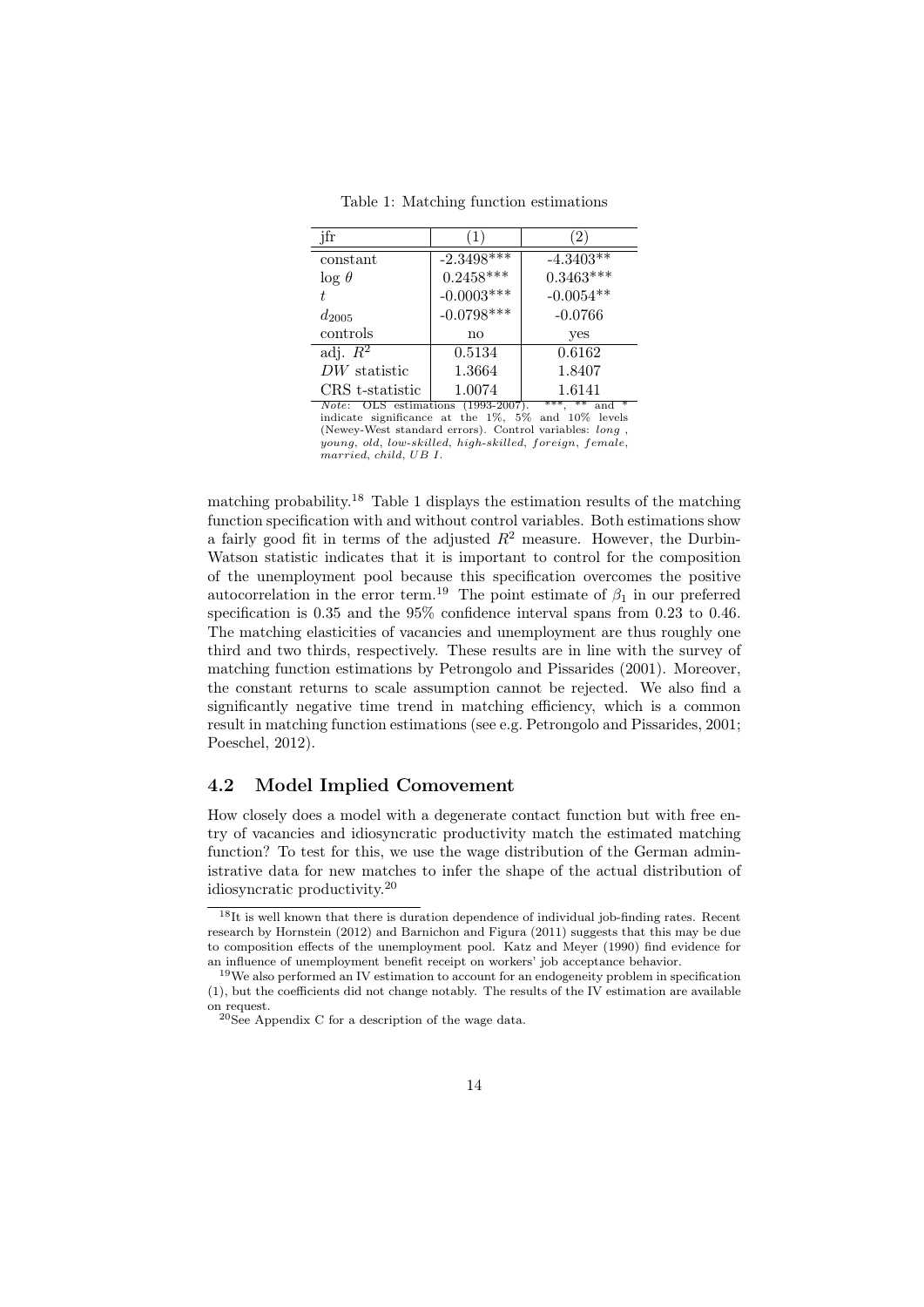Table 1: Matching function estimations

| jfr | (1) | (2) |
|---|---|---|
| constant | -2.3498*** | -4.3403** |
| $\log\theta$ | 0.2458*** | 0.3463*** |
| $t$ | -0.0003*** | -0.0054** |
| $d_{2005}$ | -0.0798*** | -0.0766 |
| controls | no | yes |
| adj. $R^2$ | 0.5134 | 0.6162 |
| $DW$ statistic | 1.3664 | 1.8407 |
| CRS t-statistic | 1.0074 | 1.6141 |

*Note*: OLS estimations (1993-2007). ***, ** and * indicate significance at the 1%, 5% and 10% levels (Newey-West standard errors). Control variables: *long*, *young*, *old*, *low-skilled*, *high-skilled*, *foreign*, *female*, *married*, *child*, *UB I*.

matching probability.[18] Table 1 displays the estimation results of the matching function specification with and without control variables. Both estimations show a fairly good fit in terms of the adjusted $R^2$ measure. However, the Durbin-Watson statistic indicates that it is important to control for the composition of the unemployment pool because this specification overcomes the positive autocorrelation in the error term.[19] The point estimate of $\beta_1$ in our preferred specification is 0.35 and the 95% confidence interval spans from 0.23 to 0.46. The matching elasticities of vacancies and unemployment are thus roughly one third and two thirds, respectively. These results are in line with the survey of matching function estimations by Petrongolo and Pissarides (2001). Moreover, the constant returns to scale assumption cannot be rejected. We also find a significantly negative time trend in matching efficiency, which is a common result in matching function estimations (see e.g. Petrongolo and Pissarides, 2001; Poeschel, 2012).

## 4.2 Model Implied Comovement

How closely does a model with a degenerate contact function but with free entry of vacancies and idiosyncratic productivity match the estimated matching function? To test for this, we use the wage distribution of the German administrative data for new matches to infer the shape of the actual distribution of idiosyncratic productivity.[20]

[18] It is well known that there is duration dependence of individual job-finding rates. Recent research by Hornstein (2012) and Barnichon and Figura (2011) suggests that this may be due to composition effects of the unemployment pool. Katz and Meyer (1990) find evidence for an influence of unemployment benefit receipt on workers' job acceptance behavior.

[19] We also performed an IV estimation to account for an endogeneity problem in specification (1), but the coefficients did not change notably. The results of the IV estimation are available on request.

[20] See Appendix C for a description of the wage data.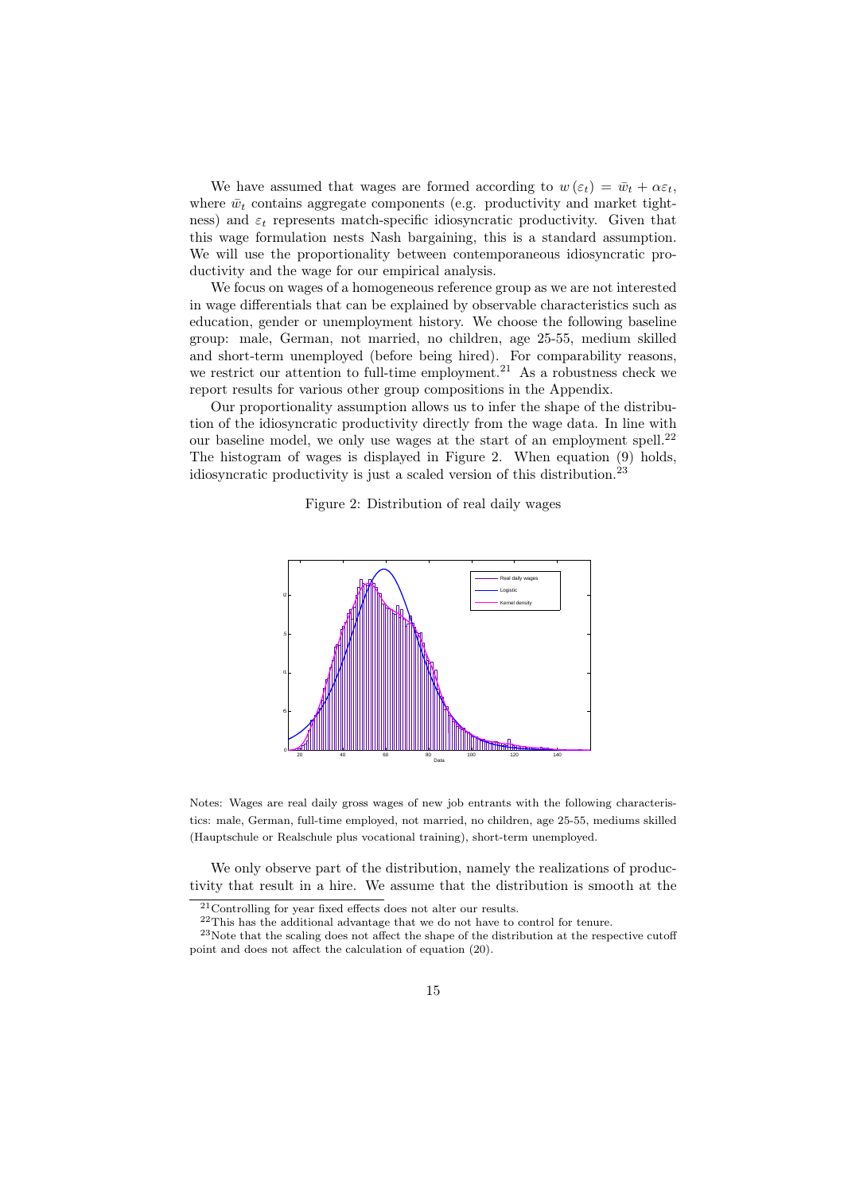We have assumed that wages are formed according to $w(\varepsilon_t) = \bar{w}_t + \alpha\varepsilon_t$, where $\bar{w}_t$ contains aggregate components (e.g. productivity and market tightness) and $\varepsilon_t$ represents match-specific idiosyncratic productivity. Given that this wage formulation nests Nash bargaining, this is a standard assumption. We will use the proportionality between contemporaneous idiosyncratic productivity and the wage for our empirical analysis.

We focus on wages of a homogeneous reference group as we are not interested in wage differentials that can be explained by observable characteristics such as education, gender or unemployment history. We choose the following baseline group: male, German, not married, no children, age 25-55, medium skilled and short-term unemployed (before being hired). For comparability reasons, we restrict our attention to full-time employment.[21] As a robustness check we report results for various other group compositions in the Appendix.

Our proportionality assumption allows us to infer the shape of the distribution of the idiosyncratic productivity directly from the wage data. In line with our baseline model, we only use wages at the start of an employment spell.[22] The histogram of wages is displayed in Figure 2. When equation (9) holds, idiosyncratic productivity is just a scaled version of this distribution.[23]

Figure 2: Distribution of real daily wages

Notes: Wages are real daily gross wages of new job entrants with the following characteristics: male, German, full-time employed, not married, no children, age 25-55, mediums skilled (Hauptschule or Realschule plus vocational training), short-term unemployed.

We only observe part of the distribution, namely the realizations of productivity that result in a hire. We assume that the distribution is smooth at the

[21] Controlling for year fixed effects does not alter our results.

[22] This has the additional advantage that we do not have to control for tenure.

[23] Note that the scaling does not affect the shape of the distribution at the respective cutoff point and does not affect the calculation of equation (20).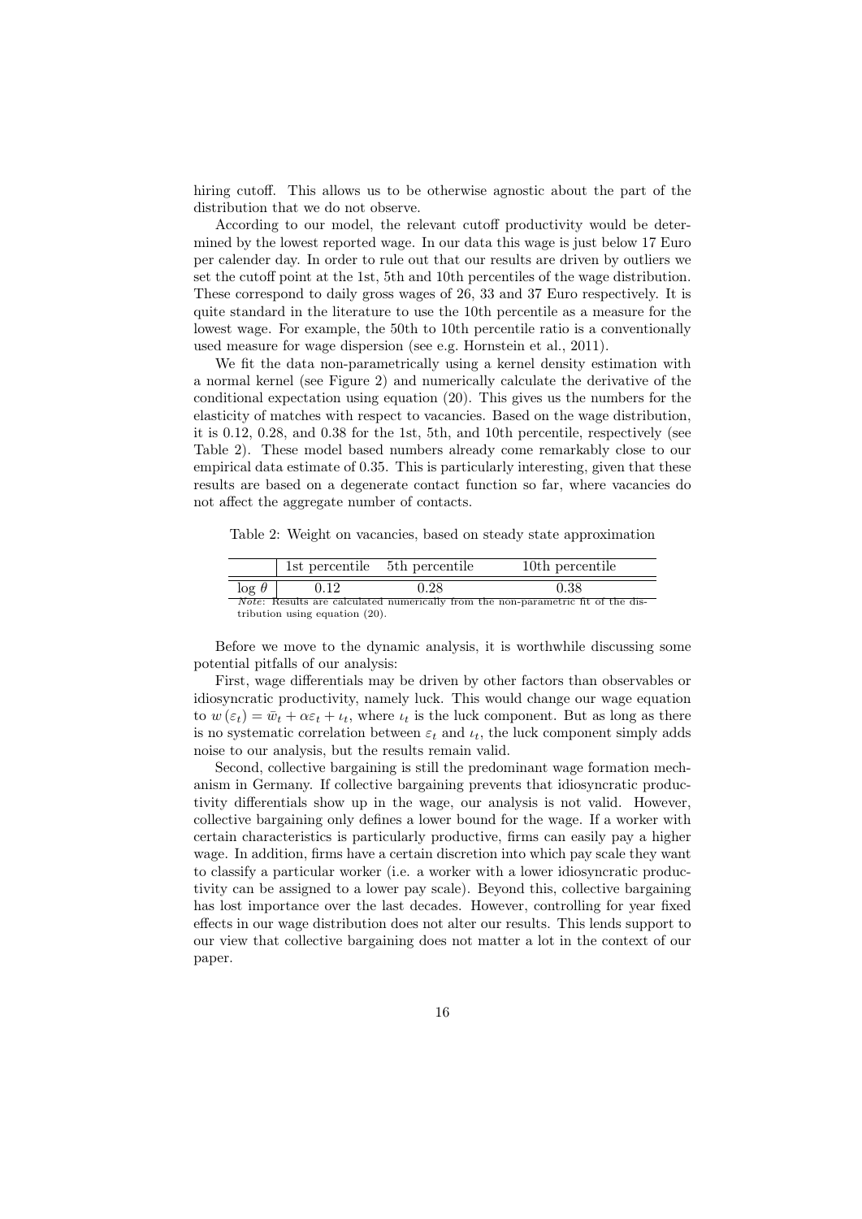hiring cutoff. This allows us to be otherwise agnostic about the part of the distribution that we do not observe.

According to our model, the relevant cutoff productivity would be determined by the lowest reported wage. In our data this wage is just below 17 Euro per calender day. In order to rule out that our results are driven by outliers we set the cutoff point at the 1st, 5th and 10th percentiles of the wage distribution. These correspond to daily gross wages of 26, 33 and 37 Euro respectively. It is quite standard in the literature to use the 10th percentile as a measure for the lowest wage. For example, the 50th to 10th percentile ratio is a conventionally used measure for wage dispersion (see e.g. Hornstein et al., 2011).

We fit the data non-parametrically using a kernel density estimation with a normal kernel (see Figure 2) and numerically calculate the derivative of the conditional expectation using equation (20). This gives us the numbers for the elasticity of matches with respect to vacancies. Based on the wage distribution, it is 0.12, 0.28, and 0.38 for the 1st, 5th, and 10th percentile, respectively (see Table 2). These model based numbers already come remarkably close to our empirical data estimate of 0.35. This is particularly interesting, given that these results are based on a degenerate contact function so far, where vacancies do not affect the aggregate number of contacts.

Table 2: Weight on vacancies, based on steady state approximation

| | 1st percentile | 5th percentile | 10th percentile |
|---|---|---|---|
| $\log \theta$ | 0.12 | 0.28 | 0.38 |

*Note*: Results are calculated numerically from the non-parametric fit of the distribution using equation (20).

Before we move to the dynamic analysis, it is worthwhile discussing some potential pitfalls of our analysis:

First, wage differentials may be driven by other factors than observables or idiosyncratic productivity, namely luck. This would change our wage equation to $w(\varepsilon_t) = \bar{w}_t + \alpha \varepsilon_t + \iota_t$, where $\iota_t$ is the luck component. But as long as there is no systematic correlation between $\varepsilon_t$ and $\iota_t$, the luck component simply adds noise to our analysis, but the results remain valid.

Second, collective bargaining is still the predominant wage formation mechanism in Germany. If collective bargaining prevents that idiosyncratic productivity differentials show up in the wage, our analysis is not valid. However, collective bargaining only defines a lower bound for the wage. If a worker with certain characteristics is particularly productive, firms can easily pay a higher wage. In addition, firms have a certain discretion into which pay scale they want to classify a particular worker (i.e. a worker with a lower idiosyncratic productivity can be assigned to a lower pay scale). Beyond this, collective bargaining has lost importance over the last decades. However, controlling for year fixed effects in our wage distribution does not alter our results. This lends support to our view that collective bargaining does not matter a lot in the context of our paper.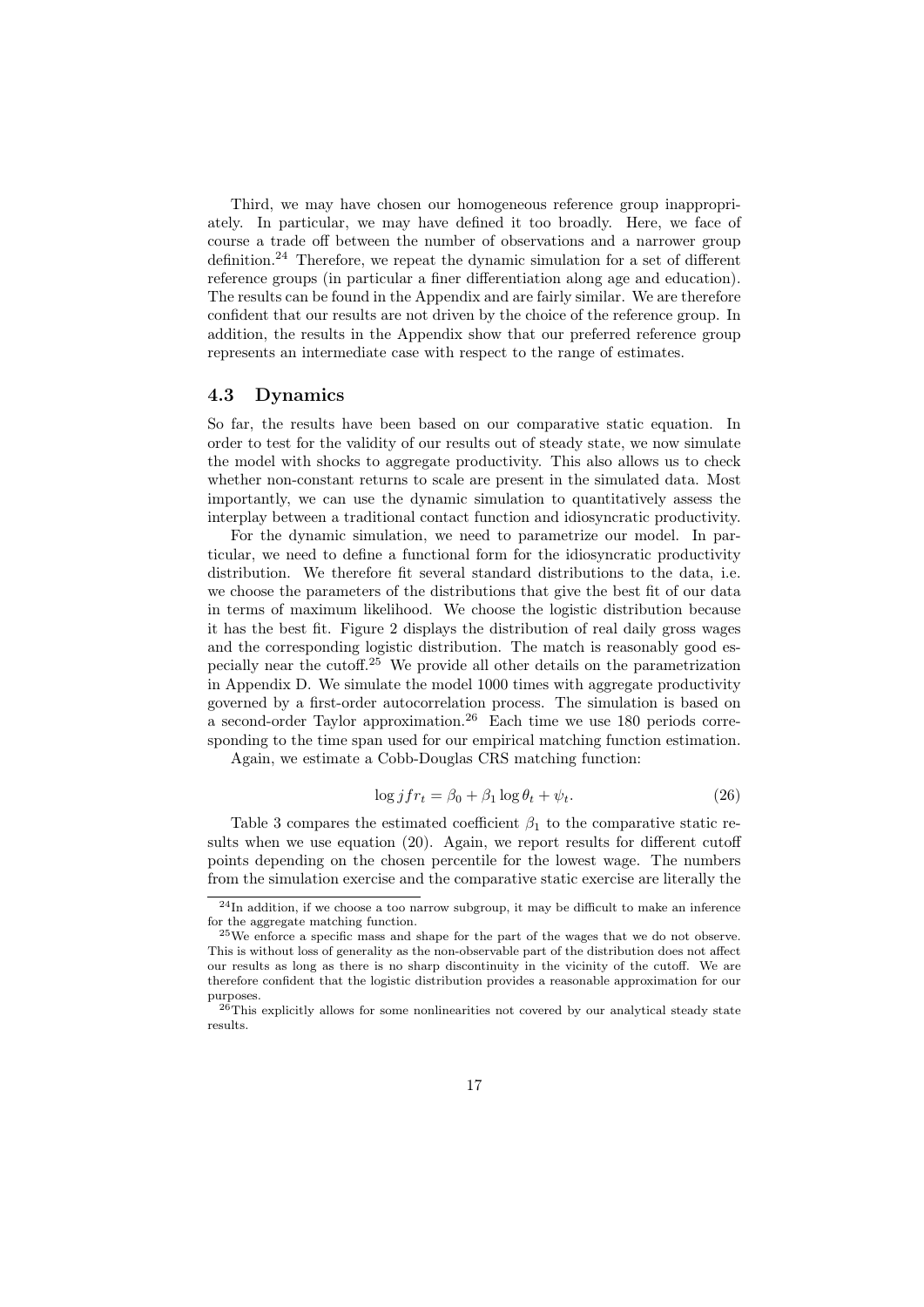Third, we may have chosen our homogeneous reference group inappropriately. In particular, we may have defined it too broadly. Here, we face of course a trade off between the number of observations and a narrower group definition.[24] Therefore, we repeat the dynamic simulation for a set of different reference groups (in particular a finer differentiation along age and education). The results can be found in the Appendix and are fairly similar. We are therefore confident that our results are not driven by the choice of the reference group. In addition, the results in the Appendix show that our preferred reference group represents an intermediate case with respect to the range of estimates.

### 4.3 Dynamics

So far, the results have been based on our comparative static equation. In order to test for the validity of our results out of steady state, we now simulate the model with shocks to aggregate productivity. This also allows us to check whether non-constant returns to scale are present in the simulated data. Most importantly, we can use the dynamic simulation to quantitatively assess the interplay between a traditional contact function and idiosyncratic productivity.

For the dynamic simulation, we need to parametrize our model. In particular, we need to define a functional form for the idiosyncratic productivity distribution. We therefore fit several standard distributions to the data, i.e. we choose the parameters of the distributions that give the best fit of our data in terms of maximum likelihood. We choose the logistic distribution because it has the best fit. Figure 2 displays the distribution of real daily gross wages and the corresponding logistic distribution. The match is reasonably good especially near the cutoff.[25] We provide all other details on the parametrization in Appendix D. We simulate the model 1000 times with aggregate productivity governed by a first-order autocorrelation process. The simulation is based on a second-order Taylor approximation.[26] Each time we use 180 periods corresponding to the time span used for our empirical matching function estimation.

Again, we estimate a Cobb-Douglas CRS matching function:

$$\log jfr_t = \beta_0 + \beta_1 \log \theta_t + \psi_t. \tag{26}$$

Table 3 compares the estimated coefficient $\beta_1$ to the comparative static results when we use equation (20). Again, we report results for different cutoff points depending on the chosen percentile for the lowest wage. The numbers from the simulation exercise and the comparative static exercise are literally the

[24] In addition, if we choose a too narrow subgroup, it may be difficult to make an inference for the aggregate matching function.

[25] We enforce a specific mass and shape for the part of the wages that we do not observe. This is without loss of generality as the non-observable part of the distribution does not affect our results as long as there is no sharp discontinuity in the vicinity of the cutoff. We are therefore confident that the logistic distribution provides a reasonable approximation for our purposes.

[26] This explicitly allows for some nonlinearities not covered by our analytical steady state results.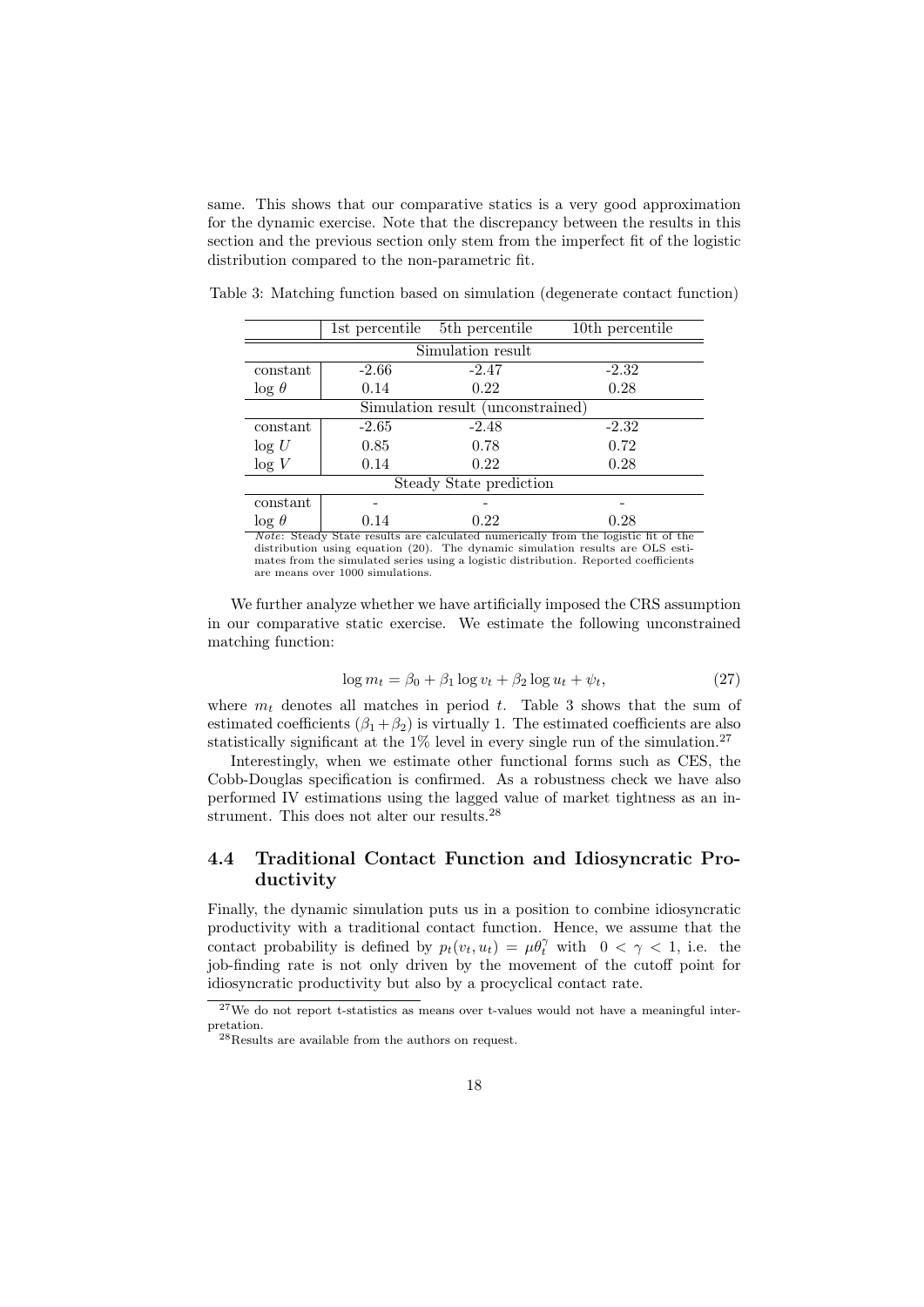same. This shows that our comparative statics is a very good approximation for the dynamic exercise. Note that the discrepancy between the results in this section and the previous section only stem from the imperfect fit of the logistic distribution compared to the non-parametric fit.

Table 3: Matching function based on simulation (degenerate contact function)

| | 1st percentile | 5th percentile | 10th percentile |
|---|---|---|---|
| **Simulation result** | | | |
| constant | -2.66 | -2.47 | -2.32 |
| $\log \theta$ | 0.14 | 0.22 | 0.28 |
| **Simulation result (unconstrained)** | | | |
| constant | -2.65 | -2.48 | -2.32 |
| $\log U$ | 0.85 | 0.78 | 0.72 |
| $\log V$ | 0.14 | 0.22 | 0.28 |
| **Steady State prediction** | | | |
| constant | - | - | - |
| $\log \theta$ | 0.14 | 0.22 | 0.28 |

*Note:* Steady State results are calculated numerically from the logistic fit of the distribution using equation (20). The dynamic simulation results are OLS estimates from the simulated series using a logistic distribution. Reported coefficients are means over 1000 simulations.

We further analyze whether we have artificially imposed the CRS assumption in our comparative static exercise. We estimate the following unconstrained matching function:

$$\log m_t = \beta_0 + \beta_1 \log v_t + \beta_2 \log u_t + \psi_t, \tag{27}$$

where $m_t$ denotes all matches in period $t$. Table 3 shows that the sum of estimated coefficients ($\beta_1 + \beta_2$) is virtually 1. The estimated coefficients are also statistically significant at the 1% level in every single run of the simulation.[27]

Interestingly, when we estimate other functional forms such as CES, the Cobb-Douglas specification is confirmed. As a robustness check we have also performed IV estimations using the lagged value of market tightness as an instrument. This does not alter our results.[28]

## 4.4 Traditional Contact Function and Idiosyncratic Productivity

Finally, the dynamic simulation puts us in a position to combine idiosyncratic productivity with a traditional contact function. Hence, we assume that the contact probability is defined by $p_t(v_t, u_t) = \mu\theta_t^{\gamma}$ with $0 < \gamma < 1$, i.e. the job-finding rate is not only driven by the movement of the cutoff point for idiosyncratic productivity but also by a procyclical contact rate.

[27] We do not report t-statistics as means over t-values would not have a meaningful interpretation.

[28] Results are available from the authors on request.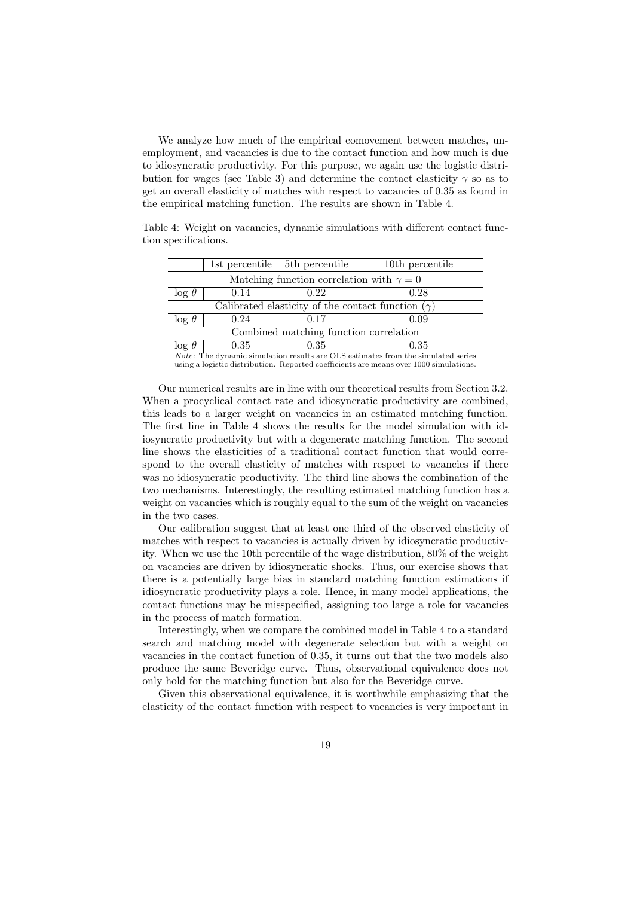We analyze how much of the empirical comovement between matches, unemployment, and vacancies is due to the contact function and how much is due to idiosyncratic productivity. For this purpose, we again use the logistic distribution for wages (see Table 3) and determine the contact elasticity $\gamma$ so as to get an overall elasticity of matches with respect to vacancies of 0.35 as found in the empirical matching function. The results are shown in Table 4.

Table 4: Weight on vacancies, dynamic simulations with different contact function specifications.

| | 1st percentile | 5th percentile | 10th percentile |
|---|---|---|---|
| Matching function correlation with $\gamma = 0$ | | | |
| $\log \theta$ | 0.14 | 0.22 | 0.28 |
| Calibrated elasticity of the contact function ($\gamma$) | | | |
| $\log \theta$ | 0.24 | 0.17 | 0.09 |
| Combined matching function correlation | | | |
| $\log \theta$ | 0.35 | 0.35 | 0.35 |

*Note:* The dynamic simulation results are OLS estimates from the simulated series using a logistic distribution. Reported coefficients are means over 1000 simulations.

Our numerical results are in line with our theoretical results from Section 3.2. When a procyclical contact rate and idiosyncratic productivity are combined, this leads to a larger weight on vacancies in an estimated matching function. The first line in Table 4 shows the results for the model simulation with idiosyncratic productivity but with a degenerate matching function. The second line shows the elasticities of a traditional contact function that would correspond to the overall elasticity of matches with respect to vacancies if there was no idiosyncratic productivity. The third line shows the combination of the two mechanisms. Interestingly, the resulting estimated matching function has a weight on vacancies which is roughly equal to the sum of the weight on vacancies in the two cases.

Our calibration suggest that at least one third of the observed elasticity of matches with respect to vacancies is actually driven by idiosyncratic productivity. When we use the 10th percentile of the wage distribution, 80% of the weight on vacancies are driven by idiosyncratic shocks. Thus, our exercise shows that there is a potentially large bias in standard matching function estimations if idiosyncratic productivity plays a role. Hence, in many model applications, the contact functions may be misspecified, assigning too large a role for vacancies in the process of match formation.

Interestingly, when we compare the combined model in Table 4 to a standard search and matching model with degenerate selection but with a weight on vacancies in the contact function of 0.35, it turns out that the two models also produce the same Beveridge curve. Thus, observational equivalence does not only hold for the matching function but also for the Beveridge curve.

Given this observational equivalence, it is worthwhile emphasizing that the elasticity of the contact function with respect to vacancies is very important in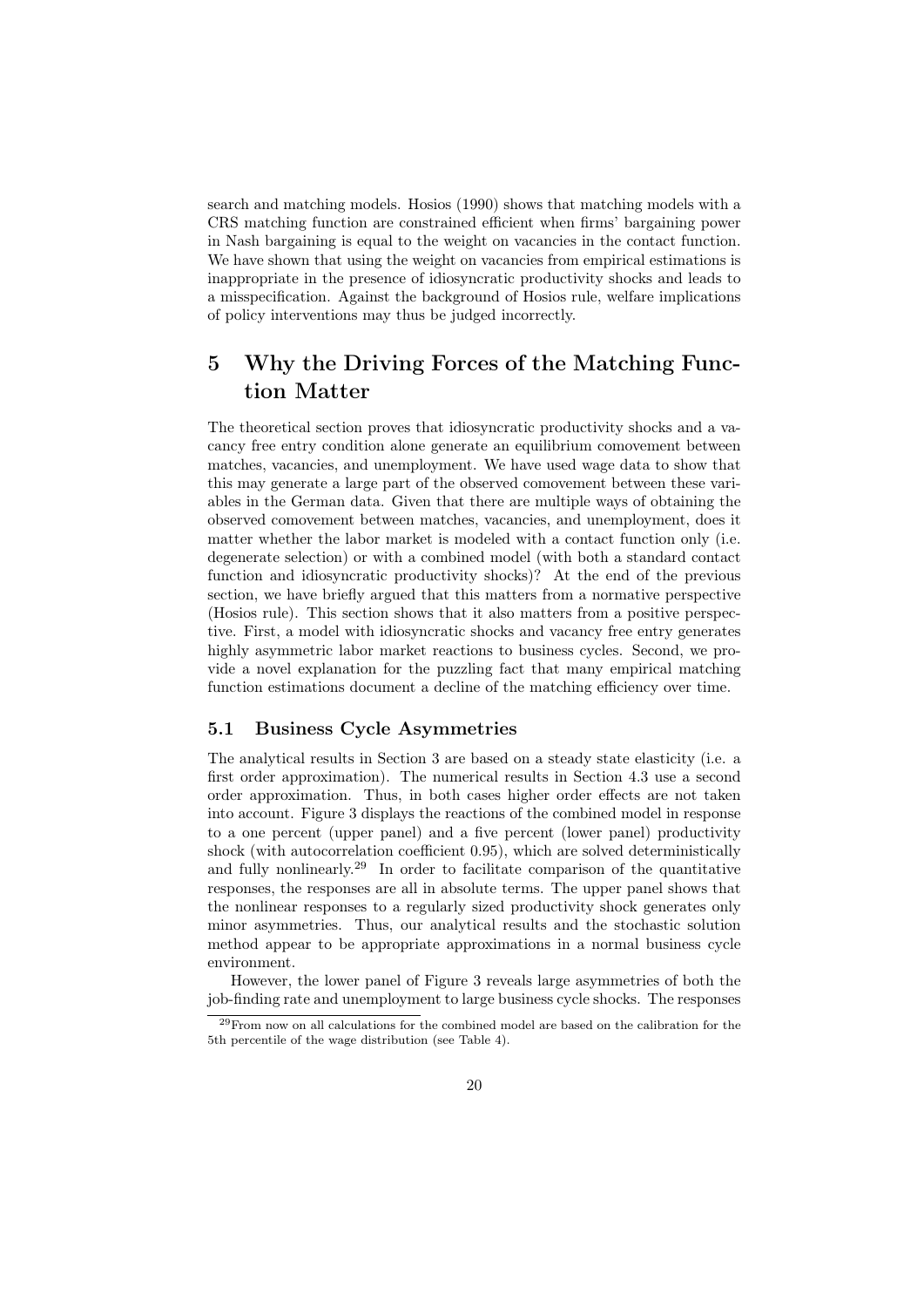search and matching models. Hosios (1990) shows that matching models with a CRS matching function are constrained efficient when firms' bargaining power in Nash bargaining is equal to the weight on vacancies in the contact function. We have shown that using the weight on vacancies from empirical estimations is inappropriate in the presence of idiosyncratic productivity shocks and leads to a misspecification. Against the background of Hosios rule, welfare implications of policy interventions may thus be judged incorrectly.

# 5 Why the Driving Forces of the Matching Function Matter

The theoretical section proves that idiosyncratic productivity shocks and a vacancy free entry condition alone generate an equilibrium comovement between matches, vacancies, and unemployment. We have used wage data to show that this may generate a large part of the observed comovement between these variables in the German data. Given that there are multiple ways of obtaining the observed comovement between matches, vacancies, and unemployment, does it matter whether the labor market is modeled with a contact function only (i.e. degenerate selection) or with a combined model (with both a standard contact function and idiosyncratic productivity shocks)? At the end of the previous section, we have briefly argued that this matters from a normative perspective (Hosios rule). This section shows that it also matters from a positive perspective. First, a model with idiosyncratic shocks and vacancy free entry generates highly asymmetric labor market reactions to business cycles. Second, we provide a novel explanation for the puzzling fact that many empirical matching function estimations document a decline of the matching efficiency over time.

## 5.1 Business Cycle Asymmetries

The analytical results in Section 3 are based on a steady state elasticity (i.e. a first order approximation). The numerical results in Section 4.3 use a second order approximation. Thus, in both cases higher order effects are not taken into account. Figure 3 displays the reactions of the combined model in response to a one percent (upper panel) and a five percent (lower panel) productivity shock (with autocorrelation coefficient 0.95), which are solved deterministically and fully nonlinearly.[29] In order to facilitate comparison of the quantitative responses, the responses are all in absolute terms. The upper panel shows that the nonlinear responses to a regularly sized productivity shock generates only minor asymmetries. Thus, our analytical results and the stochastic solution method appear to be appropriate approximations in a normal business cycle environment.

However, the lower panel of Figure 3 reveals large asymmetries of both the job-finding rate and unemployment to large business cycle shocks. The responses

[29] From now on all calculations for the combined model are based on the calibration for the 5th percentile of the wage distribution (see Table 4).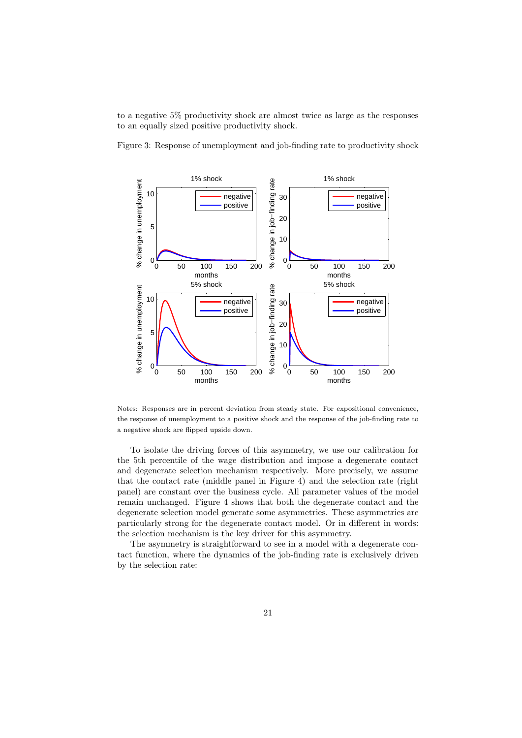to a negative 5% productivity shock are almost twice as large as the responses to an equally sized positive productivity shock.

Figure 3: Response of unemployment and job-finding rate to productivity shock

Notes: Responses are in percent deviation from steady state. For expositional convenience, the response of unemployment to a positive shock and the response of the job-finding rate to a negative shock are flipped upside down.

To isolate the driving forces of this asymmetry, we use our calibration for the 5th percentile of the wage distribution and impose a degenerate contact and degenerate selection mechanism respectively. More precisely, we assume that the contact rate (middle panel in Figure 4) and the selection rate (right panel) are constant over the business cycle. All parameter values of the model remain unchanged. Figure 4 shows that both the degenerate contact and the degenerate selection model generate some asymmetries. These asymmetries are particularly strong for the degenerate contact model. Or in different in words: the selection mechanism is the key driver for this asymmetry.

The asymmetry is straightforward to see in a model with a degenerate contact function, where the dynamics of the job-finding rate is exclusively driven by the selection rate: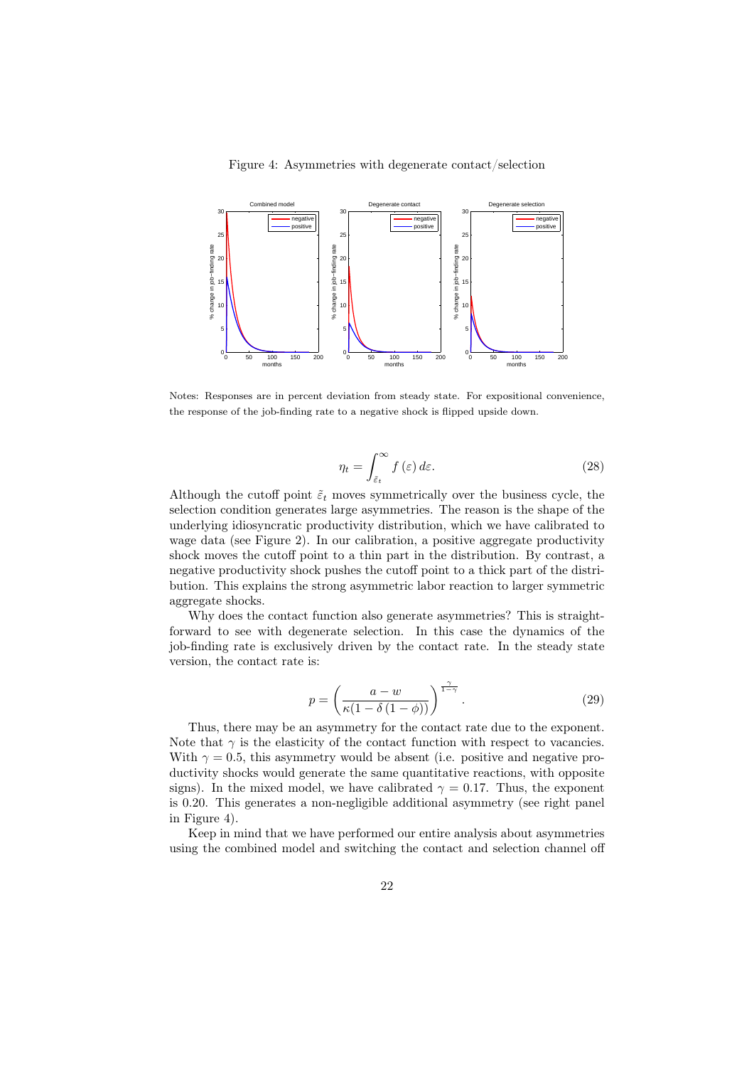Figure 4: Asymmetries with degenerate contact/selection

Notes: Responses are in percent deviation from steady state. For expositional convenience, the response of the job-finding rate to a negative shock is flipped upside down.

$$\eta_t = \int_{\tilde{\varepsilon}_t}^{\infty} f(\varepsilon)\, d\varepsilon. \tag{28}$$

Although the cutoff point $\tilde{\varepsilon}_t$ moves symmetrically over the business cycle, the selection condition generates large asymmetries. The reason is the shape of the underlying idiosyncratic productivity distribution, which we have calibrated to wage data (see Figure 2). In our calibration, a positive aggregate productivity shock moves the cutoff point to a thin part in the distribution. By contrast, a negative productivity shock pushes the cutoff point to a thick part of the distribution. This explains the strong asymmetric labor reaction to larger symmetric aggregate shocks.

Why does the contact function also generate asymmetries? This is straightforward to see with degenerate selection. In this case the dynamics of the job-finding rate is exclusively driven by the contact rate. In the steady state version, the contact rate is:

$$p = \left( \frac{a - w}{\kappa(1 - \delta(1 - \phi))} \right)^{\frac{\gamma}{1-\gamma}}. \tag{29}$$

Thus, there may be an asymmetry for the contact rate due to the exponent. Note that $\gamma$ is the elasticity of the contact function with respect to vacancies. With $\gamma = 0.5$, this asymmetry would be absent (i.e. positive and negative productivity shocks would generate the same quantitative reactions, with opposite signs). In the mixed model, we have calibrated $\gamma = 0.17$. Thus, the exponent is 0.20. This generates a non-negligible additional asymmetry (see right panel in Figure 4).

Keep in mind that we have performed our entire analysis about asymmetries using the combined model and switching the contact and selection channel off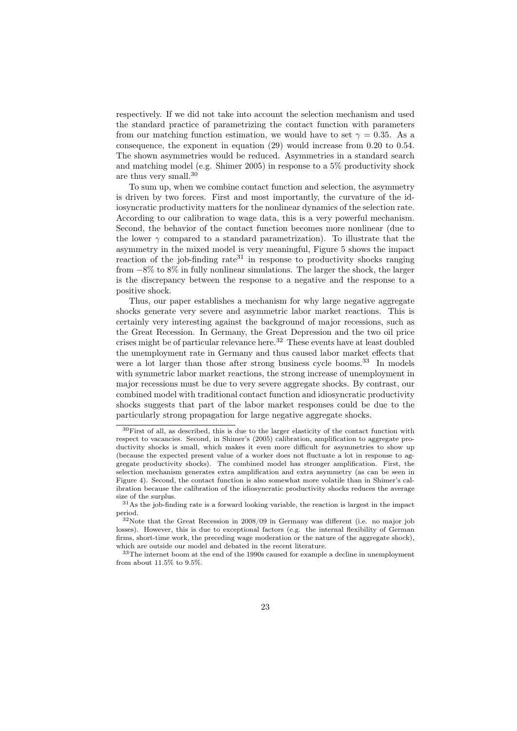respectively. If we did not take into account the selection mechanism and used the standard practice of parametrizing the contact function with parameters from our matching function estimation, we would have to set $\gamma = 0.35$. As a consequence, the exponent in equation (29) would increase from 0.20 to 0.54. The shown asymmetries would be reduced. Asymmetries in a standard search and matching model (e.g. Shimer 2005) in response to a 5% productivity shock are thus very small.[30]

To sum up, when we combine contact function and selection, the asymmetry is driven by two forces. First and most importantly, the curvature of the idiosyncratic productivity matters for the nonlinear dynamics of the selection rate. According to our calibration to wage data, this is a very powerful mechanism. Second, the behavior of the contact function becomes more nonlinear (due to the lower $\gamma$ compared to a standard parametrization). To illustrate that the asymmetry in the mixed model is very meaningful, Figure 5 shows the impact reaction of the job-finding rate[31] in response to productivity shocks ranging from $-8\%$ to $8\%$ in fully nonlinear simulations. The larger the shock, the larger is the discrepancy between the response to a negative and the response to a positive shock.

Thus, our paper establishes a mechanism for why large negative aggregate shocks generate very severe and asymmetric labor market reactions. This is certainly very interesting against the background of major recessions, such as the Great Recession. In Germany, the Great Depression and the two oil price crises might be of particular relevance here.[32] These events have at least doubled the unemployment rate in Germany and thus caused labor market effects that were a lot larger than those after strong business cycle booms.[33] In models with symmetric labor market reactions, the strong increase of unemployment in major recessions must be due to very severe aggregate shocks. By contrast, our combined model with traditional contact function and idiosyncratic productivity shocks suggests that part of the labor market responses could be due to the particularly strong propagation for large negative aggregate shocks.

---

[30] First of all, as described, this is due to the larger elasticity of the contact function with respect to vacancies. Second, in Shimer's (2005) calibration, amplification to aggregate productivity shocks is small, which makes it even more difficult for asymmetries to show up (because the expected present value of a worker does not fluctuate a lot in response to aggregate productivity shocks). The combined model has stronger amplification. First, the selection mechanism generates extra amplification and extra asymmetry (as can be seen in Figure 4). Second, the contact function is also somewhat more volatile than in Shimer's calibration because the calibration of the idiosyncratic productivity shocks reduces the average size of the surplus.

[31] As the job-finding rate is a forward looking variable, the reaction is largest in the impact period.

[32] Note that the Great Recession in 2008/09 in Germany was different (i.e. no major job losses). However, this is due to exceptional factors (e.g. the internal flexibility of German firms, short-time work, the preceding wage moderation or the nature of the aggregate shock), which are outside our model and debated in the recent literature.

[33] The internet boom at the end of the 1990s caused for example a decline in unemployment from about 11.5% to 9.5%.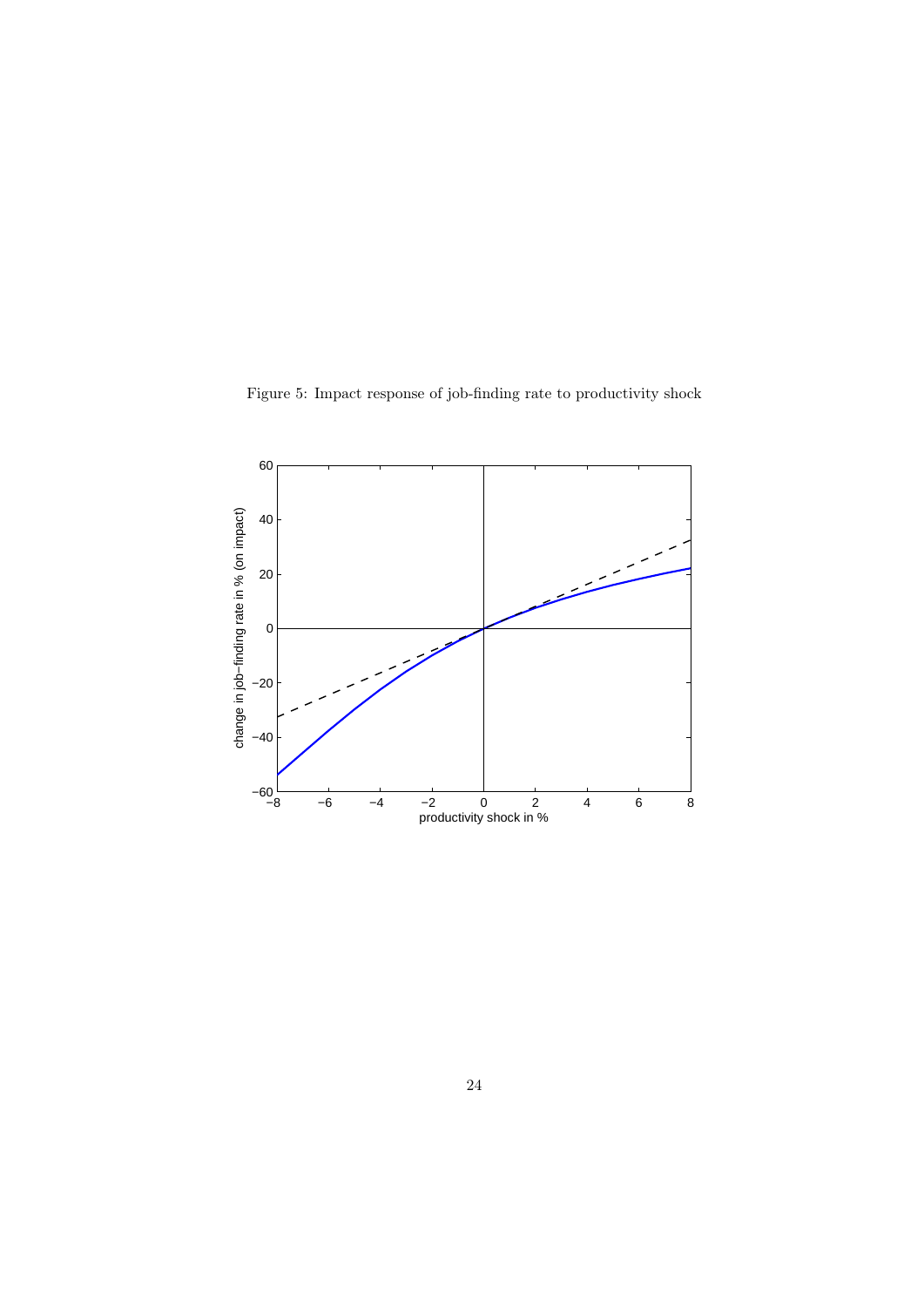Figure 5: Impact response of job-finding rate to productivity shock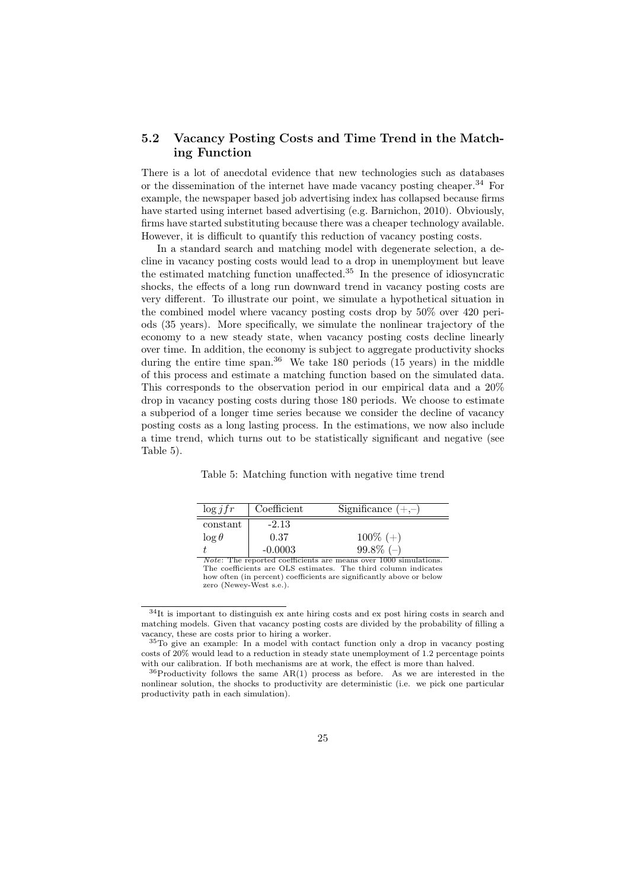## 5.2 Vacancy Posting Costs and Time Trend in the Matching Function

There is a lot of anecdotal evidence that new technologies such as databases or the dissemination of the internet have made vacancy posting cheaper.[34] For example, the newspaper based job advertising index has collapsed because firms have started using internet based advertising (e.g. Barnichon, 2010). Obviously, firms have started substituting because there was a cheaper technology available. However, it is difficult to quantify this reduction of vacancy posting costs.

In a standard search and matching model with degenerate selection, a decline in vacancy posting costs would lead to a drop in unemployment but leave the estimated matching function unaffected.[35] In the presence of idiosyncratic shocks, the effects of a long run downward trend in vacancy posting costs are very different. To illustrate our point, we simulate a hypothetical situation in the combined model where vacancy posting costs drop by 50% over 420 periods (35 years). More specifically, we simulate the nonlinear trajectory of the economy to a new steady state, when vacancy posting costs decline linearly over time. In addition, the economy is subject to aggregate productivity shocks during the entire time span.[36] We take 180 periods (15 years) in the middle of this process and estimate a matching function based on the simulated data. This corresponds to the observation period in our empirical data and a 20% drop in vacancy posting costs during those 180 periods. We choose to estimate a subperiod of a longer time series because we consider the decline of vacancy posting costs as a long lasting process. In the estimations, we now also include a time trend, which turns out to be statistically significant and negative (see Table 5).

Table 5: Matching function with negative time trend

| $\log jfr$ | Coefficient | Significance (+,–) |
|---|---|---|
| constant | -2.13 | |
| $\log \theta$ | 0.37 | 100% (+) |
| $t$ | -0.0003 | 99.8% (–) |

*Note*: The reported coefficients are means over 1000 simulations. The coefficients are OLS estimates. The third column indicates how often (in percent) coefficients are significantly above or below zero (Newey-West s.e.).

[34] It is important to distinguish ex ante hiring costs and ex post hiring costs in search and matching models. Given that vacancy posting costs are divided by the probability of filling a vacancy, these are costs prior to hiring a worker.

[35] To give an example: In a model with contact function only a drop in vacancy posting costs of 20% would lead to a reduction in steady state unemployment of 1.2 percentage points with our calibration. If both mechanisms are at work, the effect is more than halved.

[36] Productivity follows the same AR(1) process as before. As we are interested in the nonlinear solution, the shocks to productivity are deterministic (i.e. we pick one particular productivity path in each simulation).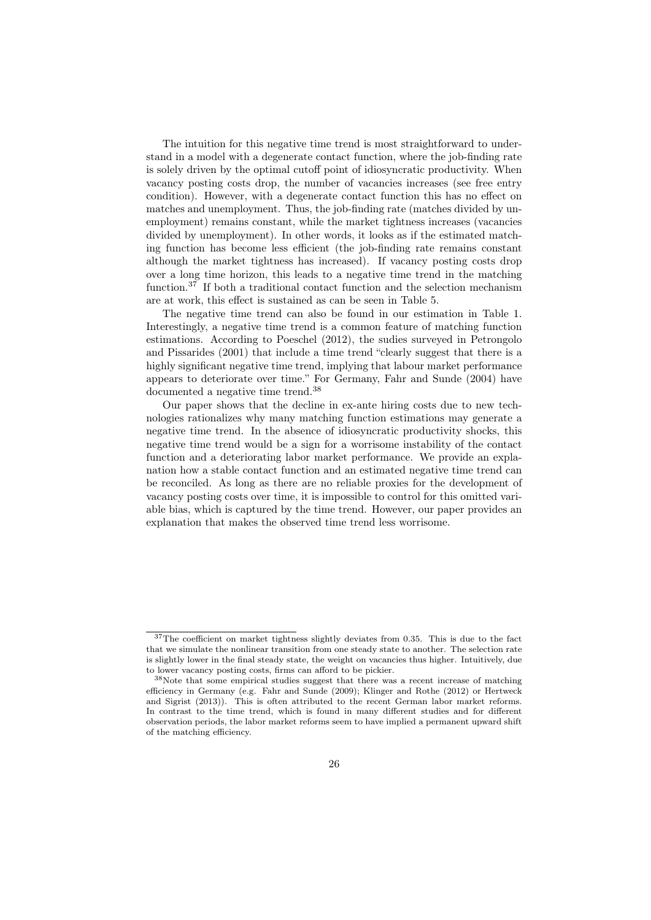The intuition for this negative time trend is most straightforward to understand in a model with a degenerate contact function, where the job-finding rate is solely driven by the optimal cutoff point of idiosyncratic productivity. When vacancy posting costs drop, the number of vacancies increases (see free entry condition). However, with a degenerate contact function this has no effect on matches and unemployment. Thus, the job-finding rate (matches divided by unemployment) remains constant, while the market tightness increases (vacancies divided by unemployment). In other words, it looks as if the estimated matching function has become less efficient (the job-finding rate remains constant although the market tightness has increased). If vacancy posting costs drop over a long time horizon, this leads to a negative time trend in the matching function.[37] If both a traditional contact function and the selection mechanism are at work, this effect is sustained as can be seen in Table 5.

The negative time trend can also be found in our estimation in Table 1. Interestingly, a negative time trend is a common feature of matching function estimations. According to Poeschel (2012), the sudies surveyed in Petrongolo and Pissarides (2001) that include a time trend "clearly suggest that there is a highly significant negative time trend, implying that labour market performance appears to deteriorate over time." For Germany, Fahr and Sunde (2004) have documented a negative time trend.[38]

Our paper shows that the decline in ex-ante hiring costs due to new technologies rationalizes why many matching function estimations may generate a negative time trend. In the absence of idiosyncratic productivity shocks, this negative time trend would be a sign for a worrisome instability of the contact function and a deteriorating labor market performance. We provide an explanation how a stable contact function and an estimated negative time trend can be reconciled. As long as there are no reliable proxies for the development of vacancy posting costs over time, it is impossible to control for this omitted variable bias, which is captured by the time trend. However, our paper provides an explanation that makes the observed time trend less worrisome.

---

[37] The coefficient on market tightness slightly deviates from 0.35. This is due to the fact that we simulate the nonlinear transition from one steady state to another. The selection rate is slightly lower in the final steady state, the weight on vacancies thus higher. Intuitively, due to lower vacancy posting costs, firms can afford to be pickier.

[38] Note that some empirical studies suggest that there was a recent increase of matching efficiency in Germany (e.g. Fahr and Sunde (2009); Klinger and Rothe (2012) or Hertweck and Sigrist (2013)). This is often attributed to the recent German labor market reforms. In contrast to the time trend, which is found in many different studies and for different observation periods, the labor market reforms seem to have implied a permanent upward shift of the matching efficiency.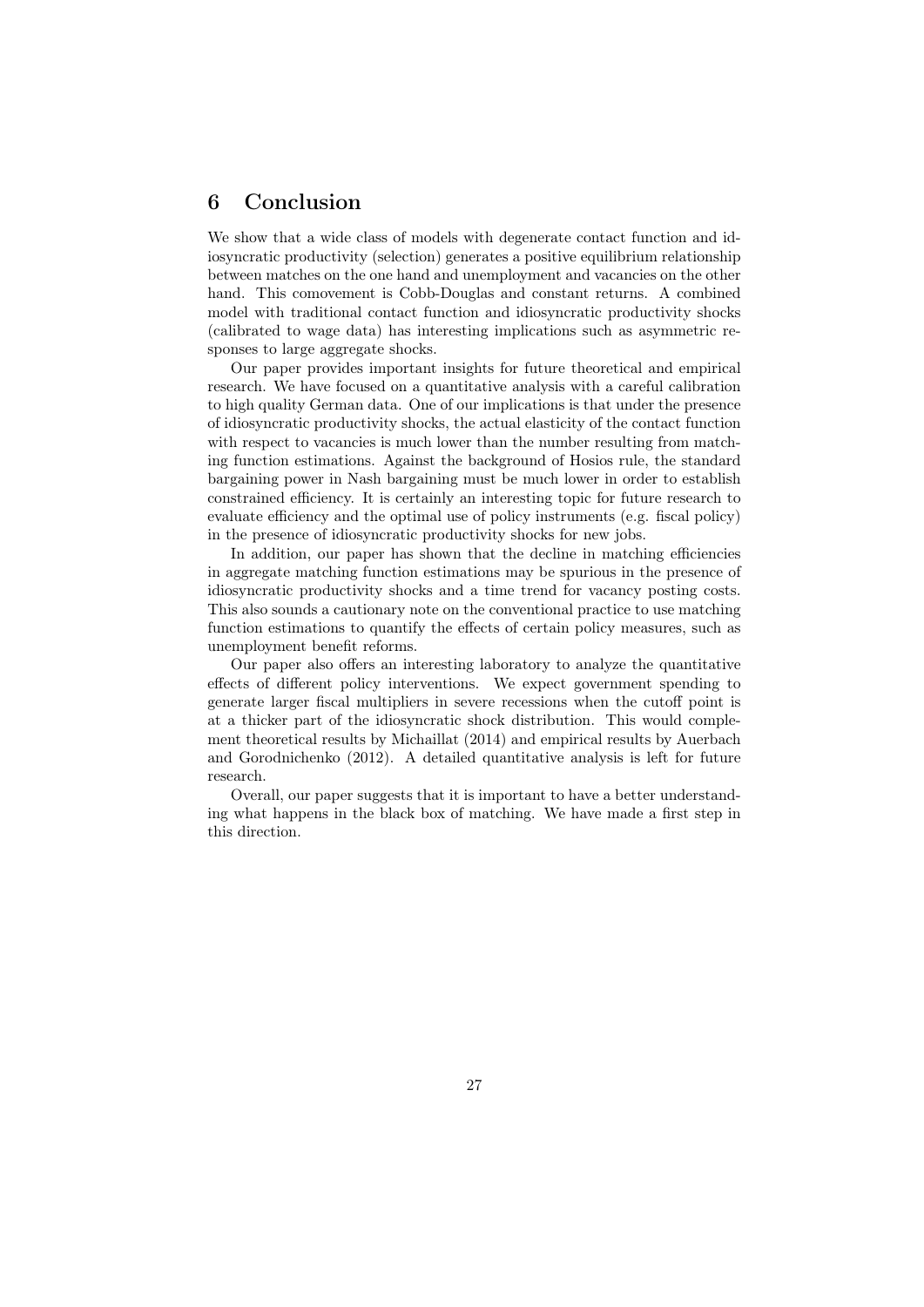## 6 Conclusion

We show that a wide class of models with degenerate contact function and idiosyncratic productivity (selection) generates a positive equilibrium relationship between matches on the one hand and unemployment and vacancies on the other hand. This comovement is Cobb-Douglas and constant returns. A combined model with traditional contact function and idiosyncratic productivity shocks (calibrated to wage data) has interesting implications such as asymmetric responses to large aggregate shocks.

Our paper provides important insights for future theoretical and empirical research. We have focused on a quantitative analysis with a careful calibration to high quality German data. One of our implications is that under the presence of idiosyncratic productivity shocks, the actual elasticity of the contact function with respect to vacancies is much lower than the number resulting from matching function estimations. Against the background of Hosios rule, the standard bargaining power in Nash bargaining must be much lower in order to establish constrained efficiency. It is certainly an interesting topic for future research to evaluate efficiency and the optimal use of policy instruments (e.g. fiscal policy) in the presence of idiosyncratic productivity shocks for new jobs.

In addition, our paper has shown that the decline in matching efficiencies in aggregate matching function estimations may be spurious in the presence of idiosyncratic productivity shocks and a time trend for vacancy posting costs. This also sounds a cautionary note on the conventional practice to use matching function estimations to quantify the effects of certain policy measures, such as unemployment benefit reforms.

Our paper also offers an interesting laboratory to analyze the quantitative effects of different policy interventions. We expect government spending to generate larger fiscal multipliers in severe recessions when the cutoff point is at a thicker part of the idiosyncratic shock distribution. This would complement theoretical results by Michaillat (2014) and empirical results by Auerbach and Gorodnichenko (2012). A detailed quantitative analysis is left for future research.

Overall, our paper suggests that it is important to have a better understanding what happens in the black box of matching. We have made a first step in this direction.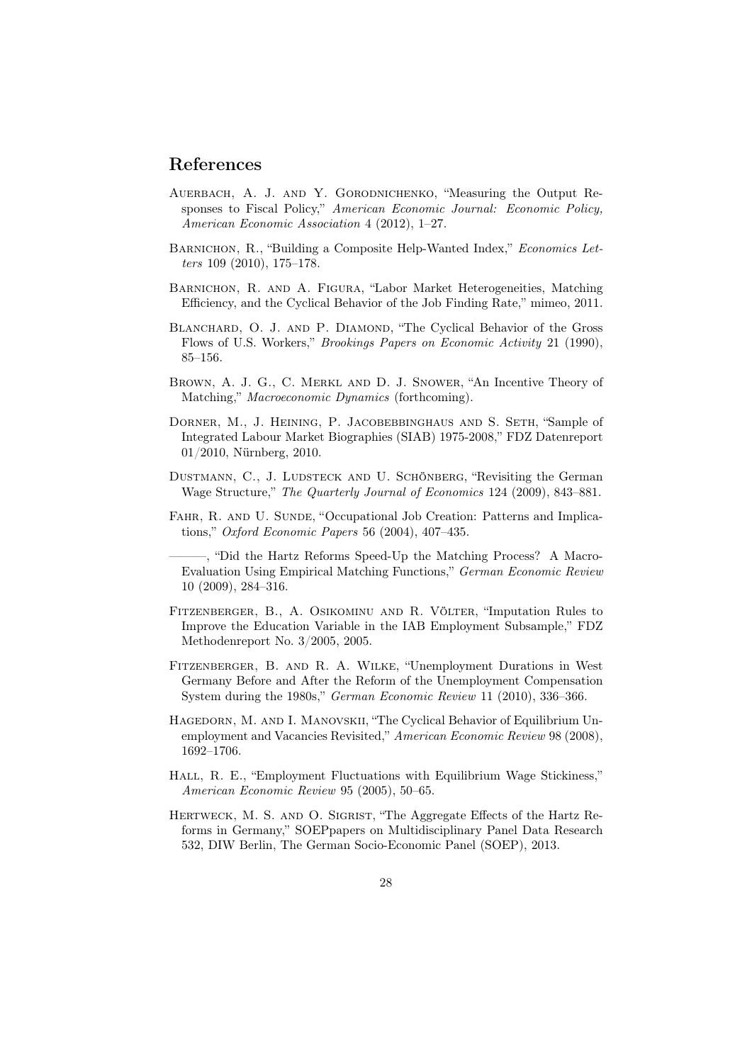## References

Auerbach, A. J. and Y. Gorodnichenko, "Measuring the Output Responses to Fiscal Policy," *American Economic Journal: Economic Policy, American Economic Association* 4 (2012), 1–27.

Barnichon, R., "Building a Composite Help-Wanted Index," *Economics Letters* 109 (2010), 175–178.

Barnichon, R. and A. Figura, "Labor Market Heterogeneities, Matching Efficiency, and the Cyclical Behavior of the Job Finding Rate," mimeo, 2011.

Blanchard, O. J. and P. Diamond, "The Cyclical Behavior of the Gross Flows of U.S. Workers," *Brookings Papers on Economic Activity* 21 (1990), 85–156.

Brown, A. J. G., C. Merkl and D. J. Snower, "An Incentive Theory of Matching," *Macroeconomic Dynamics* (forthcoming).

Dorner, M., J. Heining, P. Jacobebbinghaus and S. Seth, "Sample of Integrated Labour Market Biographies (SIAB) 1975-2008," FDZ Datenreport 01/2010, Nürnberg, 2010.

Dustmann, C., J. Ludsteck and U. Schönberg, "Revisiting the German Wage Structure," *The Quarterly Journal of Economics* 124 (2009), 843–881.

Fahr, R. and U. Sunde, "Occupational Job Creation: Patterns and Implications," *Oxford Economic Papers* 56 (2004), 407–435.

———, "Did the Hartz Reforms Speed-Up the Matching Process? A Macro-Evaluation Using Empirical Matching Functions," *German Economic Review* 10 (2009), 284–316.

Fitzenberger, B., A. Osikominu and R. Völter, "Imputation Rules to Improve the Education Variable in the IAB Employment Subsample," FDZ Methodenreport No. 3/2005, 2005.

Fitzenberger, B. and R. A. Wilke, "Unemployment Durations in West Germany Before and After the Reform of the Unemployment Compensation System during the 1980s," *German Economic Review* 11 (2010), 336–366.

Hagedorn, M. and I. Manovskii, "The Cyclical Behavior of Equilibrium Unemployment and Vacancies Revisited," *American Economic Review* 98 (2008), 1692–1706.

Hall, R. E., "Employment Fluctuations with Equilibrium Wage Stickiness," *American Economic Review* 95 (2005), 50–65.

Hertweck, M. S. and O. Sigrist, "The Aggregate Effects of the Hartz Reforms in Germany," SOEPpapers on Multidisciplinary Panel Data Research 532, DIW Berlin, The German Socio-Economic Panel (SOEP), 2013.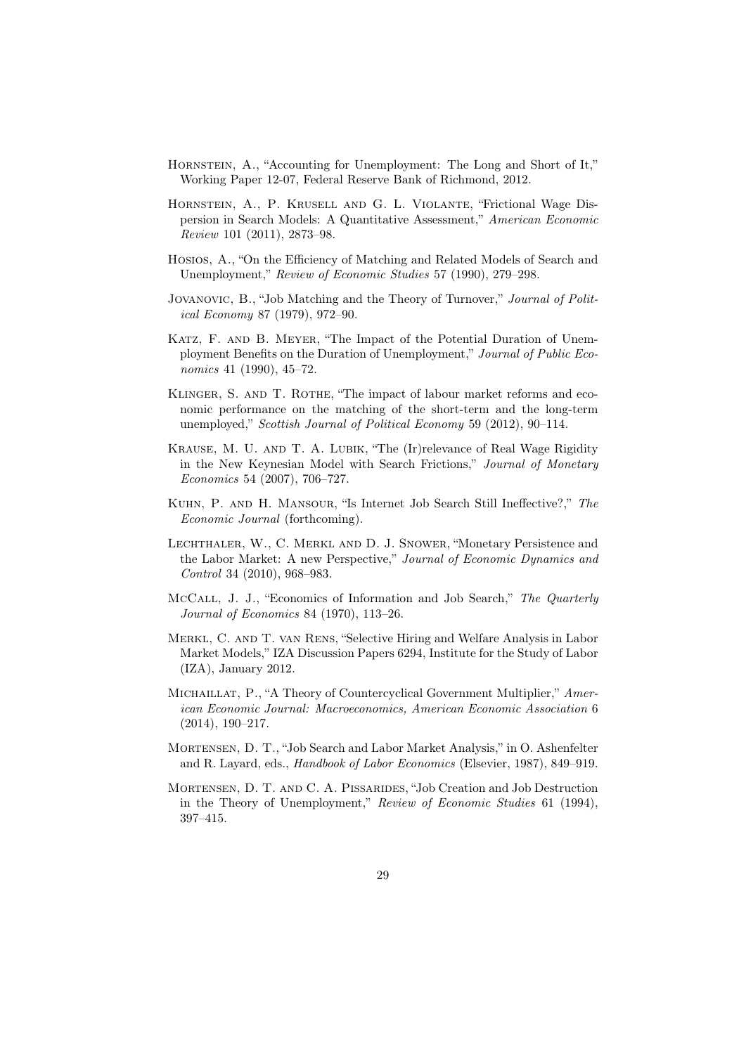Hornstein, A., "Accounting for Unemployment: The Long and Short of It," Working Paper 12-07, Federal Reserve Bank of Richmond, 2012.

Hornstein, A., P. Krusell and G. L. Violante, "Frictional Wage Dispersion in Search Models: A Quantitative Assessment," *American Economic Review* 101 (2011), 2873–98.

Hosios, A., "On the Efficiency of Matching and Related Models of Search and Unemployment," *Review of Economic Studies* 57 (1990), 279–298.

Jovanovic, B., "Job Matching and the Theory of Turnover," *Journal of Political Economy* 87 (1979), 972–90.

Katz, F. and B. Meyer, "The Impact of the Potential Duration of Unemployment Benefits on the Duration of Unemployment," *Journal of Public Economics* 41 (1990), 45–72.

Klinger, S. and T. Rothe, "The impact of labour market reforms and economic performance on the matching of the short-term and the long-term unemployed," *Scottish Journal of Political Economy* 59 (2012), 90–114.

Krause, M. U. and T. A. Lubik, "The (Ir)relevance of Real Wage Rigidity in the New Keynesian Model with Search Frictions," *Journal of Monetary Economics* 54 (2007), 706–727.

Kuhn, P. and H. Mansour, "Is Internet Job Search Still Ineffective?," *The Economic Journal* (forthcoming).

Lechthaler, W., C. Merkl and D. J. Snower, "Monetary Persistence and the Labor Market: A new Perspective," *Journal of Economic Dynamics and Control* 34 (2010), 968–983.

McCall, J. J., "Economics of Information and Job Search," *The Quarterly Journal of Economics* 84 (1970), 113–26.

Merkl, C. and T. van Rens, "Selective Hiring and Welfare Analysis in Labor Market Models," IZA Discussion Papers 6294, Institute for the Study of Labor (IZA), January 2012.

Michaillat, P., "A Theory of Countercyclical Government Multiplier," *American Economic Journal: Macroeconomics, American Economic Association* 6 (2014), 190–217.

Mortensen, D. T., "Job Search and Labor Market Analysis," in O. Ashenfelter and R. Layard, eds., *Handbook of Labor Economics* (Elsevier, 1987), 849–919.

Mortensen, D. T. and C. A. Pissarides, "Job Creation and Job Destruction in the Theory of Unemployment," *Review of Economic Studies* 61 (1994), 397–415.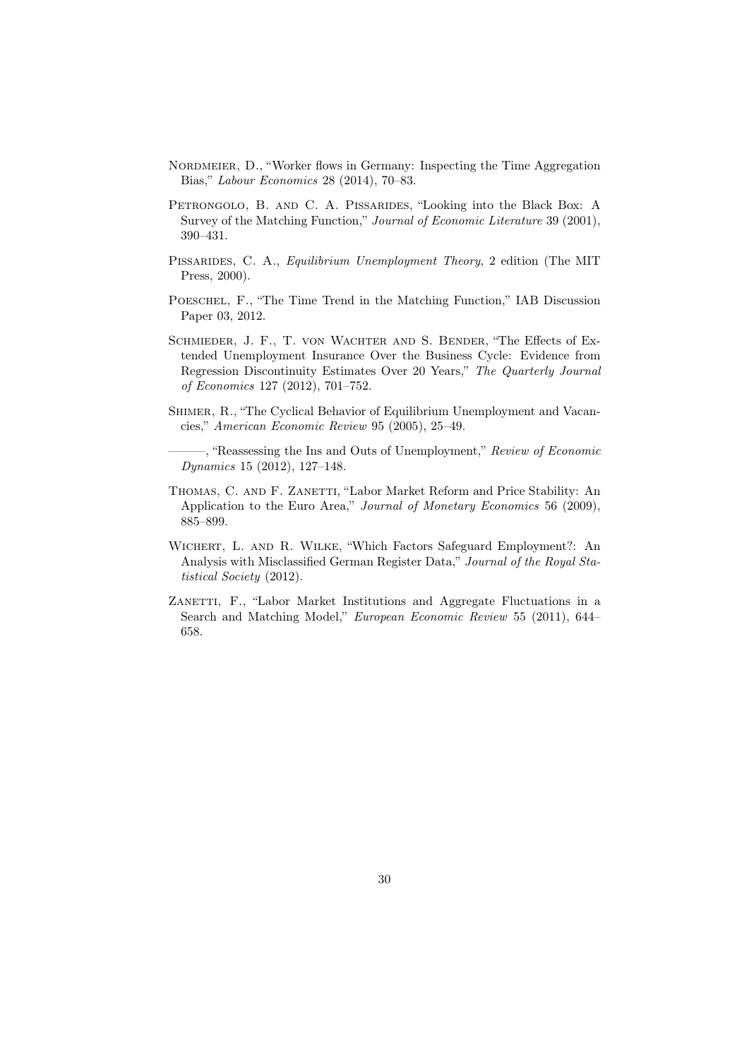Nordmeier, D., "Worker flows in Germany: Inspecting the Time Aggregation Bias," *Labour Economics* 28 (2014), 70–83.

Petrongolo, B. and C. A. Pissarides, "Looking into the Black Box: A Survey of the Matching Function," *Journal of Economic Literature* 39 (2001), 390–431.

Pissarides, C. A., *Equilibrium Unemployment Theory*, 2 edition (The MIT Press, 2000).

Poeschel, F., "The Time Trend in the Matching Function," IAB Discussion Paper 03, 2012.

Schmieder, J. F., T. von Wachter and S. Bender, "The Effects of Extended Unemployment Insurance Over the Business Cycle: Evidence from Regression Discontinuity Estimates Over 20 Years," *The Quarterly Journal of Economics* 127 (2012), 701–752.

Shimer, R., "The Cyclical Behavior of Equilibrium Unemployment and Vacancies," *American Economic Review* 95 (2005), 25–49.

———, "Reassessing the Ins and Outs of Unemployment," *Review of Economic Dynamics* 15 (2012), 127–148.

Thomas, C. and F. Zanetti, "Labor Market Reform and Price Stability: An Application to the Euro Area," *Journal of Monetary Economics* 56 (2009), 885–899.

Wichert, L. and R. Wilke, "Which Factors Safeguard Employment?: An Analysis with Misclassified German Register Data," *Journal of the Royal Statistical Society* (2012).

Zanetti, F., "Labor Market Institutions and Aggregate Fluctuations in a Search and Matching Model," *European Economic Review* 55 (2011), 644–658.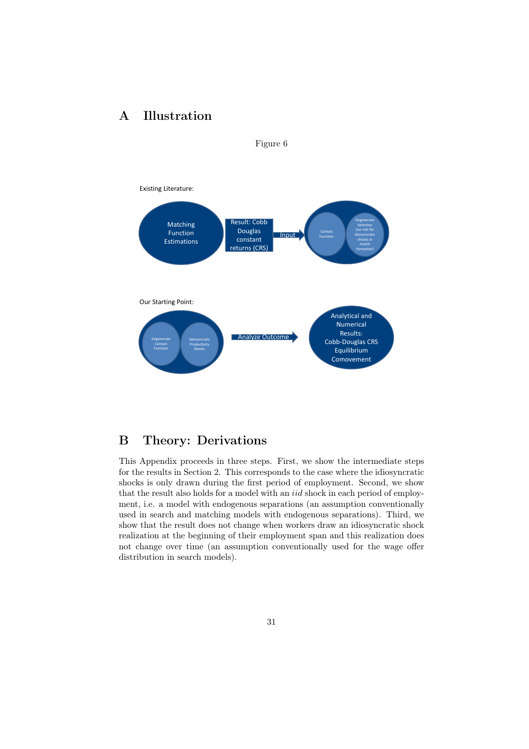# A Illustration

Figure 6

Existing Literature:

Matching Function Estimations → Result: Cobb Douglas constant returns (CRS) → Input → Contact Function | Degenerate Selection (no role for idiosyncratic shocks in match formation)

Our Starting Point:

Degenerate Contact Function | Idiosyncratic Productivity Shocks → Analyze Outcome → Analytical and Numerical Results: Cobb-Douglas CRS Equilibrium Comovement

# B Theory: Derivations

This Appendix proceeds in three steps. First, we show the intermediate steps for the results in Section 2. This corresponds to the case where the idiosyncratic shocks is only drawn during the first period of employment. Second, we show that the result also holds for a model with an *iid* shock in each period of employment, i.e. a model with endogenous separations (an assumption conventionally used in search and matching models with endogenous separations). Third, we show that the result does not change when workers draw an idiosyncratic shock realization at the beginning of their employment span and this realization does not change over time (an assumption conventionally used for the wage offer distribution in search models).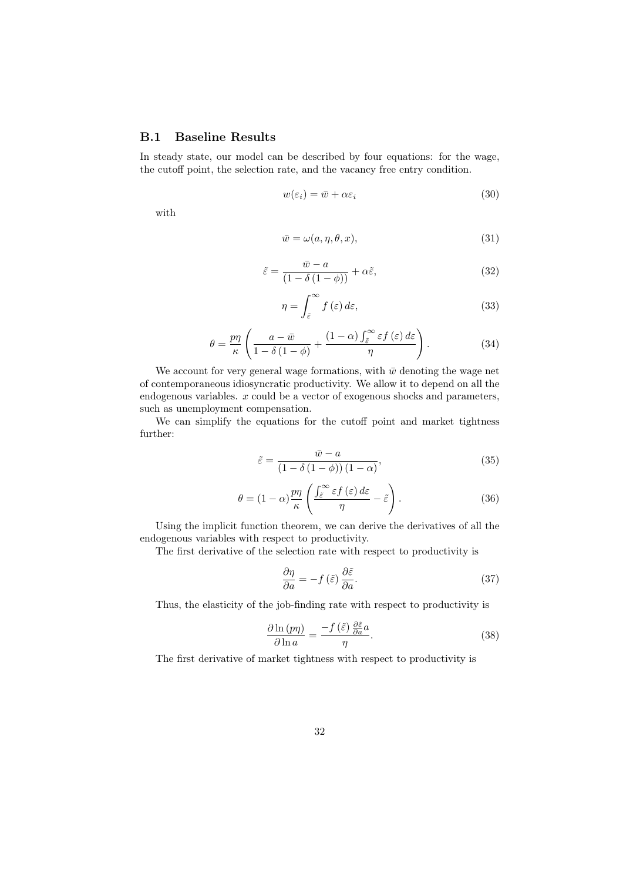### B.1 Baseline Results

In steady state, our model can be described by four equations: for the wage, the cutoff point, the selection rate, and the vacancy free entry condition.

$$w(\varepsilon_i) = \bar{w} + \alpha\varepsilon_i \tag{30}$$

with

$$\bar{w} = \omega(a, \eta, \theta, x), \tag{31}$$

$$\tilde{\varepsilon} = \frac{\bar{w} - a}{(1 - \delta(1 - \phi))} + \alpha\tilde{\varepsilon}, \tag{32}$$

$$\eta = \int_{\tilde{\varepsilon}}^{\infty} f(\varepsilon)\, d\varepsilon, \tag{33}$$

$$\theta = \frac{p\eta}{\kappa}\left(\frac{a - \bar{w}}{1 - \delta(1 - \phi)} + \frac{(1 - \alpha)\int_{\tilde{\varepsilon}}^{\infty} \varepsilon f(\varepsilon)\, d\varepsilon}{\eta}\right). \tag{34}$$

We account for very general wage formations, with $\bar{w}$ denoting the wage net of contemporaneous idiosyncratic productivity. We allow it to depend on all the endogenous variables. $x$ could be a vector of exogenous shocks and parameters, such as unemployment compensation.

We can simplify the equations for the cutoff point and market tightness further:

$$\tilde{\varepsilon} = \frac{\bar{w} - a}{(1 - \delta(1 - \phi))(1 - \alpha)}, \tag{35}$$

$$\theta = (1 - \alpha)\frac{p\eta}{\kappa}\left(\frac{\int_{\tilde{\varepsilon}}^{\infty} \varepsilon f(\varepsilon)\, d\varepsilon}{\eta} - \tilde{\varepsilon}\right). \tag{36}$$

Using the implicit function theorem, we can derive the derivatives of all the endogenous variables with respect to productivity.

The first derivative of the selection rate with respect to productivity is

$$\frac{\partial \eta}{\partial a} = -f(\tilde{\varepsilon})\frac{\partial \tilde{\varepsilon}}{\partial a}. \tag{37}$$

Thus, the elasticity of the job-finding rate with respect to productivity is

$$\frac{\partial \ln(p\eta)}{\partial \ln a} = \frac{-f(\tilde{\varepsilon})\frac{\partial \tilde{\varepsilon}}{\partial a}a}{\eta}. \tag{38}$$

The first derivative of market tightness with respect to productivity is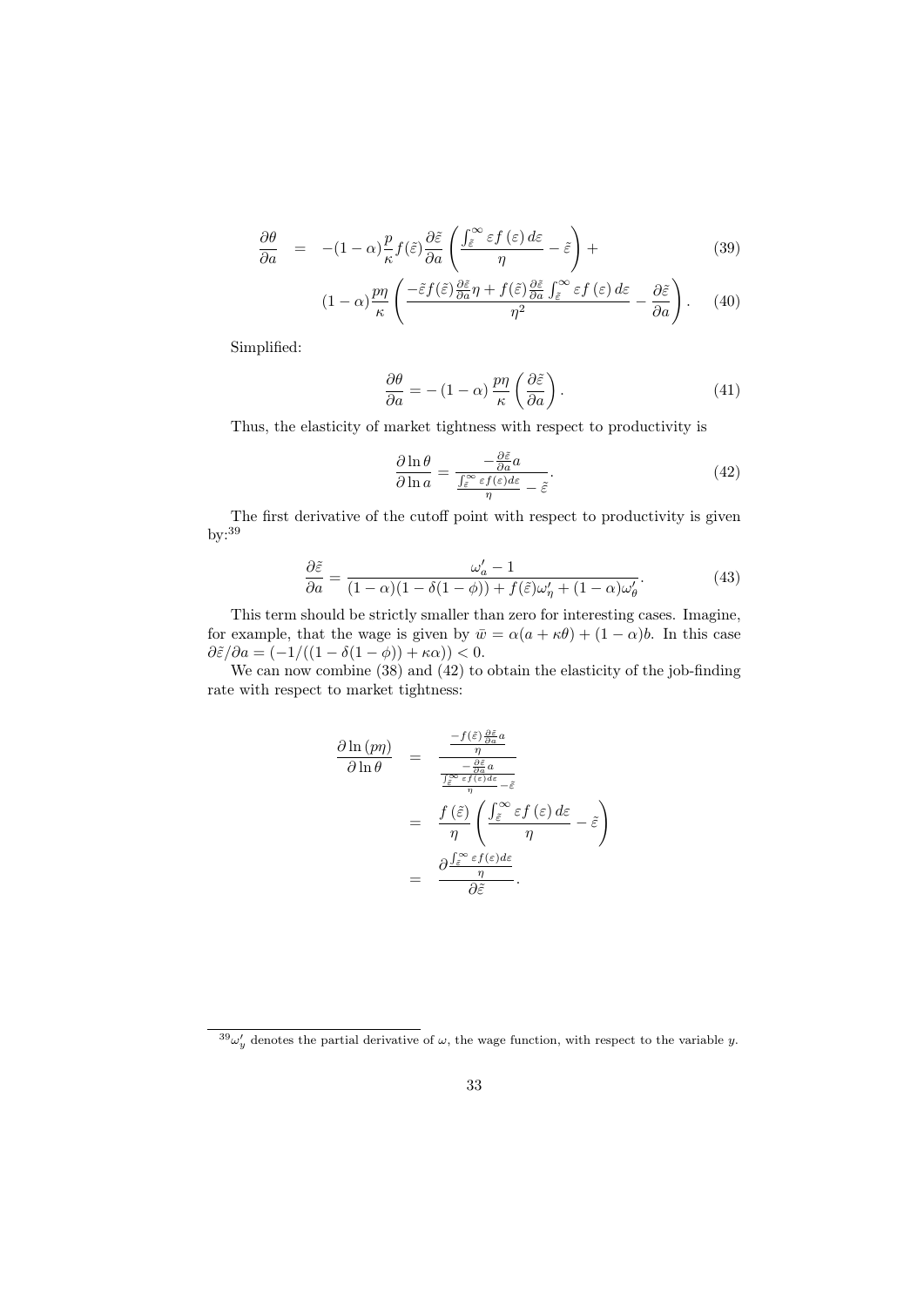$$
\begin{aligned}
\frac{\partial \theta}{\partial a} &= -(1-\alpha)\frac{p}{\kappa} f(\tilde{\varepsilon}) \frac{\partial \tilde{\varepsilon}}{\partial a}\left(\frac{\int_{\tilde{\varepsilon}}^{\infty} \varepsilon f(\varepsilon) \, d\varepsilon}{\eta} - \tilde{\varepsilon}\right) + & (39) \\
& (1-\alpha)\frac{p\eta}{\kappa}\left(\frac{-\tilde{\varepsilon} f(\tilde{\varepsilon}) \frac{\partial \tilde{\varepsilon}}{\partial a}\eta + f(\tilde{\varepsilon}) \frac{\partial \tilde{\varepsilon}}{\partial a}\int_{\tilde{\varepsilon}}^{\infty} \varepsilon f(\varepsilon) \, d\varepsilon}{\eta^2} - \frac{\partial \tilde{\varepsilon}}{\partial a}\right). & (40)
\end{aligned}
$$

Simplified:

$$
\frac{\partial \theta}{\partial a} = -(1-\alpha)\frac{p\eta}{\kappa}\left(\frac{\partial \tilde{\varepsilon}}{\partial a}\right). \tag{41}
$$

Thus, the elasticity of market tightness with respect to productivity is

$$
\frac{\partial \ln \theta}{\partial \ln a} = \frac{-\frac{\partial \tilde{\varepsilon}}{\partial a} a}{\frac{\int_{\tilde{\varepsilon}}^{\infty} \varepsilon f(\varepsilon) d\varepsilon}{\eta} - \tilde{\varepsilon}}. \tag{42}
$$

The first derivative of the cutoff point with respect to productivity is given by:[39]

$$
\frac{\partial \tilde{\varepsilon}}{\partial a} = \frac{\omega_a' - 1}{(1-\alpha)(1-\delta(1-\phi)) + f(\tilde{\varepsilon})\omega_\eta' + (1-\alpha)\omega_\theta'}. \tag{43}
$$

This term should be strictly smaller than zero for interesting cases. Imagine, for example, that the wage is given by $\bar{w} = \alpha(a + \kappa\theta) + (1-\alpha)b$. In this case $\partial\tilde{\varepsilon}/\partial a = (-1/((1-\delta(1-\phi)) + \kappa\alpha)) < 0$.

We can now combine (38) and (42) to obtain the elasticity of the job-finding rate with respect to market tightness:

$$
\begin{aligned}
\frac{\partial \ln(p\eta)}{\partial \ln \theta} &= \frac{\frac{-f(\tilde{\varepsilon})\frac{\partial \tilde{\varepsilon}}{\partial a} a}{\eta}}{\frac{-\frac{\partial \tilde{\varepsilon}}{\partial a} a}{\frac{\int_{\tilde{\varepsilon}}^{\infty} \varepsilon f(\varepsilon) d\varepsilon}{\eta} - \tilde{\varepsilon}}} \\
&= \frac{f(\tilde{\varepsilon})}{\eta}\left(\frac{\int_{\tilde{\varepsilon}}^{\infty} \varepsilon f(\varepsilon) \, d\varepsilon}{\eta} - \tilde{\varepsilon}\right) \\
&= \frac{\partial \frac{\int_{\tilde{\varepsilon}}^{\infty} \varepsilon f(\varepsilon) d\varepsilon}{\eta}}{\partial \tilde{\varepsilon}}.
\end{aligned}
$$

---

[39] $\omega_y'$ denotes the partial derivative of $\omega$, the wage function, with respect to the variable $y$.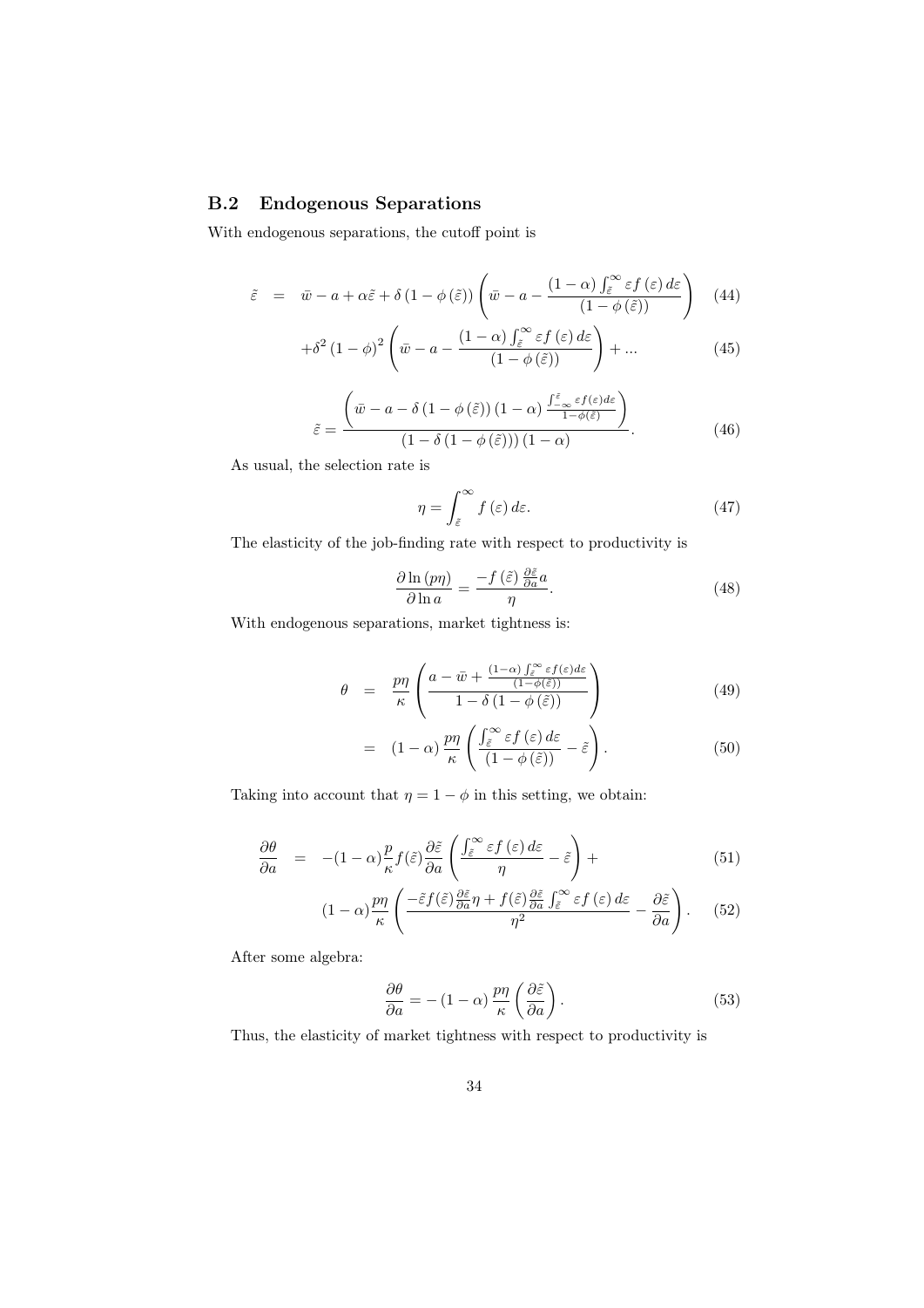### B.2 Endogenous Separations

With endogenous separations, the cutoff point is

$$\tilde{\varepsilon} = \bar{w} - a + \alpha\tilde{\varepsilon} + \delta\left(1-\phi\left(\tilde{\varepsilon}\right)\right)\left(\bar{w} - a - \frac{(1-\alpha)\int_{\tilde{\varepsilon}}^{\infty}\varepsilon f\left(\varepsilon\right)d\varepsilon}{\left(1-\phi\left(\tilde{\varepsilon}\right)\right)}\right) \quad (44)$$

$$+\delta^2\left(1-\phi\right)^2\left(\bar{w} - a - \frac{(1-\alpha)\int_{\tilde{\varepsilon}}^{\infty}\varepsilon f\left(\varepsilon\right)d\varepsilon}{\left(1-\phi\left(\tilde{\varepsilon}\right)\right)}\right) + \ldots \quad (45)$$

$$\tilde{\varepsilon} = \frac{\left(\bar{w} - a - \delta\left(1-\phi\left(\tilde{\varepsilon}\right)\right)(1-\alpha)\frac{\int_{-\infty}^{\tilde{\varepsilon}}\varepsilon f(\varepsilon)d\varepsilon}{1-\phi(\tilde{\varepsilon})}\right)}{\left(1-\delta\left(1-\phi\left(\tilde{\varepsilon}\right)\right)\right)(1-\alpha)}. \quad (46)$$

As usual, the selection rate is

$$\eta = \int_{\tilde{\varepsilon}}^{\infty} f\left(\varepsilon\right)d\varepsilon. \quad (47)$$

The elasticity of the job-finding rate with respect to productivity is

$$\frac{\partial \ln\left(p\eta\right)}{\partial \ln a} = \frac{-f\left(\tilde{\varepsilon}\right)\frac{\partial\tilde{\varepsilon}}{\partial a}a}{\eta}. \quad (48)$$

With endogenous separations, market tightness is:

$$\theta = \frac{p\eta}{\kappa}\left(\frac{a - \bar{w} + \frac{(1-\alpha)\int_{\tilde{\varepsilon}}^{\infty}\varepsilon f(\varepsilon)d\varepsilon}{(1-\phi(\tilde{\varepsilon}))}}{1-\delta\left(1-\phi\left(\tilde{\varepsilon}\right)\right)}\right) \quad (49)$$

$$= (1-\alpha)\frac{p\eta}{\kappa}\left(\frac{\int_{\tilde{\varepsilon}}^{\infty}\varepsilon f\left(\varepsilon\right)d\varepsilon}{\left(1-\phi\left(\tilde{\varepsilon}\right)\right)} - \tilde{\varepsilon}\right). \quad (50)$$

Taking into account that $\eta = 1-\phi$ in this setting, we obtain:

$$\frac{\partial\theta}{\partial a} = -(1-\alpha)\frac{p}{\kappa}f(\tilde{\varepsilon})\frac{\partial\tilde{\varepsilon}}{\partial a}\left(\frac{\int_{\tilde{\varepsilon}}^{\infty}\varepsilon f\left(\varepsilon\right)d\varepsilon}{\eta} - \tilde{\varepsilon}\right) + \quad (51)$$

$$(1-\alpha)\frac{p\eta}{\kappa}\left(\frac{-\tilde{\varepsilon}f(\tilde{\varepsilon})\frac{\partial\tilde{\varepsilon}}{\partial a}\eta + f(\tilde{\varepsilon})\frac{\partial\tilde{\varepsilon}}{\partial a}\int_{\tilde{\varepsilon}}^{\infty}\varepsilon f\left(\varepsilon\right)d\varepsilon}{\eta^2} - \frac{\partial\tilde{\varepsilon}}{\partial a}\right). \quad (52)$$

After some algebra:

$$\frac{\partial\theta}{\partial a} = -(1-\alpha)\frac{p\eta}{\kappa}\left(\frac{\partial\tilde{\varepsilon}}{\partial a}\right). \quad (53)$$

Thus, the elasticity of market tightness with respect to productivity is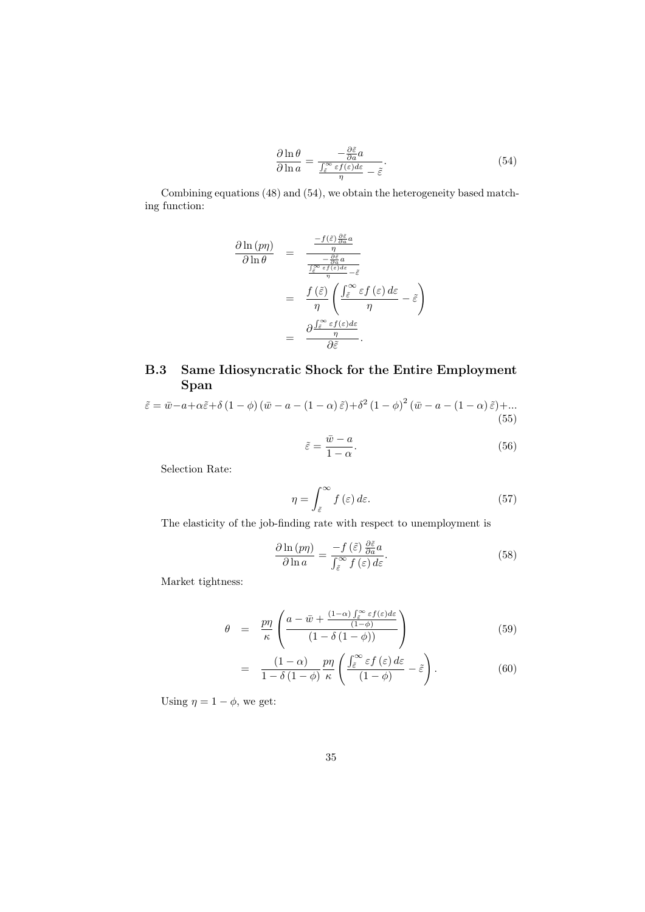$$\frac{\partial \ln \theta}{\partial \ln a} = \frac{-\frac{\partial \tilde{\varepsilon}}{\partial a} a}{\frac{\int_{\tilde{\varepsilon}}^{\infty} \varepsilon f(\varepsilon) d\varepsilon}{\eta} - \tilde{\varepsilon}}. \tag{54}$$

Combining equations (48) and (54), we obtain the heterogeneity based matching function:

$$\begin{aligned}
\frac{\partial \ln (p\eta)}{\partial \ln \theta} &= \frac{\frac{-f(\tilde{\varepsilon}) \frac{\partial \tilde{\varepsilon}}{\partial a} a}{\eta}}{\frac{-\frac{\partial \tilde{\varepsilon}}{\partial a} a}{\frac{\int_{\tilde{\varepsilon}}^{\infty} \varepsilon f(\varepsilon) d\varepsilon}{\eta} - \tilde{\varepsilon}}} \\
&= \frac{f(\tilde{\varepsilon})}{\eta} \left( \frac{\int_{\tilde{\varepsilon}}^{\infty} \varepsilon f(\varepsilon) d\varepsilon}{\eta} - \tilde{\varepsilon} \right) \\
&= \frac{\partial \frac{\int_{\tilde{\varepsilon}}^{\infty} \varepsilon f(\varepsilon) d\varepsilon}{\eta}}{\partial \tilde{\varepsilon}}.
\end{aligned}$$

## B.3 Same Idiosyncratic Shock for the Entire Employment Span

$$\tilde{\varepsilon} = \bar{w} - a + \alpha \tilde{\varepsilon} + \delta (1-\phi) (\bar{w} - a - (1-\alpha) \tilde{\varepsilon}) + \delta^2 (1-\phi)^2 (\bar{w} - a - (1-\alpha) \tilde{\varepsilon}) + ... \tag{55}$$

$$\tilde{\varepsilon} = \frac{\bar{w} - a}{1 - \alpha}. \tag{56}$$

Selection Rate:

$$\eta = \int_{\tilde{\varepsilon}}^{\infty} f(\varepsilon) d\varepsilon. \tag{57}$$

The elasticity of the job-finding rate with respect to unemployment is

$$\frac{\partial \ln (p\eta)}{\partial \ln a} = \frac{-f(\tilde{\varepsilon}) \frac{\partial \tilde{\varepsilon}}{\partial a} a}{\int_{\tilde{\varepsilon}}^{\infty} f(\varepsilon) d\varepsilon}. \tag{58}$$

Market tightness:

$$\begin{aligned}
\theta &= \frac{p\eta}{\kappa} \left( \frac{a - \bar{w} + \frac{(1-\alpha) \int_{\tilde{\varepsilon}}^{\infty} \varepsilon f(\varepsilon) d\varepsilon}{(1-\phi)}}{(1 - \delta (1-\phi))} \right) && (59) \\
&= \frac{(1-\alpha)}{1 - \delta (1-\phi)} \frac{p\eta}{\kappa} \left( \frac{\int_{\tilde{\varepsilon}}^{\infty} \varepsilon f(\varepsilon) d\varepsilon}{(1-\phi)} - \tilde{\varepsilon} \right). && (60)
\end{aligned}$$

Using $\eta = 1 - \phi$, we get: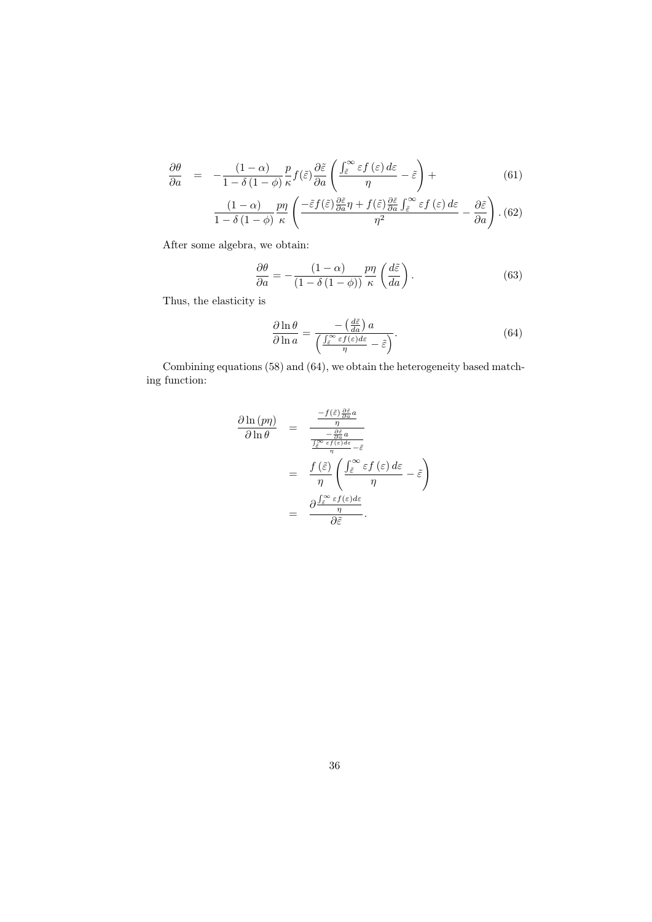$$
\begin{aligned}
\frac{\partial \theta}{\partial a} &= -\frac{(1-\alpha)}{1-\delta(1-\phi)} \frac{p}{\kappa} f(\tilde{\varepsilon}) \frac{\partial \tilde{\varepsilon}}{\partial a} \left( \frac{\int_{\tilde{\varepsilon}}^{\infty} \varepsilon f(\varepsilon) \, d\varepsilon}{\eta} - \tilde{\varepsilon} \right) + \qquad (61) \\
& \frac{(1-\alpha)}{1-\delta(1-\phi)} \frac{p\eta}{\kappa} \left( \frac{-\tilde{\varepsilon} f(\tilde{\varepsilon}) \frac{\partial \tilde{\varepsilon}}{\partial a} \eta + f(\tilde{\varepsilon}) \frac{\partial \tilde{\varepsilon}}{\partial a} \int_{\tilde{\varepsilon}}^{\infty} \varepsilon f(\varepsilon) \, d\varepsilon}{\eta^2} - \frac{\partial \tilde{\varepsilon}}{\partial a} \right). \qquad (62)
\end{aligned}
$$

After some algebra, we obtain:

$$
\frac{\partial \theta}{\partial a} = -\frac{(1-\alpha)}{(1-\delta(1-\phi))} \frac{p\eta}{\kappa} \left( \frac{d\tilde{\varepsilon}}{da} \right). \qquad (63)
$$

Thus, the elasticity is

$$
\frac{\partial \ln \theta}{\partial \ln a} = \frac{-\left( \frac{d\tilde{\varepsilon}}{da} \right) a}{\left( \frac{\int_{\tilde{\varepsilon}}^{\infty} \varepsilon f(\varepsilon) d\varepsilon}{\eta} - \tilde{\varepsilon} \right)}. \qquad (64)
$$

Combining equations (58) and (64), we obtain the heterogeneity based matching function:

$$
\begin{aligned}
\frac{\partial \ln(p\eta)}{\partial \ln \theta} &= \frac{\frac{-f(\tilde{\varepsilon}) \frac{\partial \tilde{\varepsilon}}{\partial a} a}{\eta}}{\frac{-\frac{\partial \tilde{\varepsilon}}{\partial a} a}{\frac{\int_{\tilde{\varepsilon}}^{\infty} \varepsilon f(\varepsilon) d\varepsilon}{\eta} - \tilde{\varepsilon}}} \\
&= \frac{f(\tilde{\varepsilon})}{\eta} \left( \frac{\int_{\tilde{\varepsilon}}^{\infty} \varepsilon f(\varepsilon) \, d\varepsilon}{\eta} - \tilde{\varepsilon} \right) \\
&= \frac{\partial \frac{\int_{\tilde{\varepsilon}}^{\infty} \varepsilon f(\varepsilon) d\varepsilon}{\eta}}{\partial \tilde{\varepsilon}}.
\end{aligned}
$$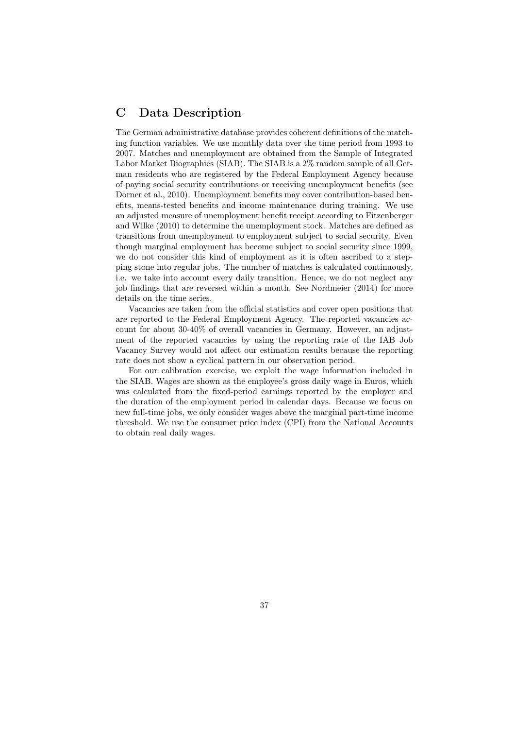# C Data Description

The German administrative database provides coherent definitions of the matching function variables. We use monthly data over the time period from 1993 to 2007. Matches and unemployment are obtained from the Sample of Integrated Labor Market Biographies (SIAB). The SIAB is a 2% random sample of all German residents who are registered by the Federal Employment Agency because of paying social security contributions or receiving unemployment benefits (see Dorner et al., 2010). Unemployment benefits may cover contribution-based benefits, means-tested benefits and income maintenance during training. We use an adjusted measure of unemployment benefit receipt according to Fitzenberger and Wilke (2010) to determine the unemployment stock. Matches are defined as transitions from unemployment to employment subject to social security. Even though marginal employment has become subject to social security since 1999, we do not consider this kind of employment as it is often ascribed to a stepping stone into regular jobs. The number of matches is calculated continuously, i.e. we take into account every daily transition. Hence, we do not neglect any job findings that are reversed within a month. See Nordmeier (2014) for more details on the time series.

Vacancies are taken from the official statistics and cover open positions that are reported to the Federal Employment Agency. The reported vacancies account for about 30-40% of overall vacancies in Germany. However, an adjustment of the reported vacancies by using the reporting rate of the IAB Job Vacancy Survey would not affect our estimation results because the reporting rate does not show a cyclical pattern in our observation period.

For our calibration exercise, we exploit the wage information included in the SIAB. Wages are shown as the employee's gross daily wage in Euros, which was calculated from the fixed-period earnings reported by the employer and the duration of the employment period in calendar days. Because we focus on new full-time jobs, we only consider wages above the marginal part-time income threshold. We use the consumer price index (CPI) from the National Accounts to obtain real daily wages.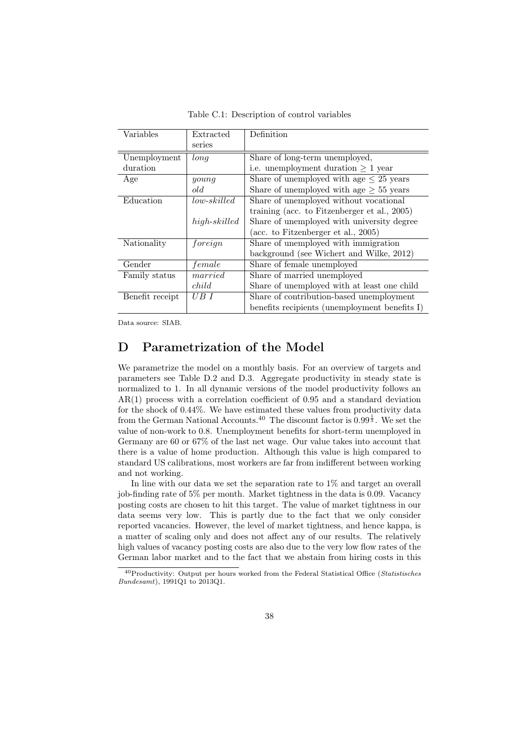Table C.1: Description of control variables

| Variables | Extracted series | Definition |
|---|---|---|
| Unemployment duration | *long* | Share of long-term unemployed, i.e. unemployment duration $\geq$ 1 year |
| Age | *young* | Share of unemployed with age $\leq$ 25 years |
| | *old* | Share of unemployed with age $\geq$ 55 years |
| Education | *low-skilled* | Share of unemployed without vocational training (acc. to Fitzenberger et al., 2005) |
| | *high-skilled* | Share of unemployed with university degree (acc. to Fitzenberger et al., 2005) |
| Nationality | *foreign* | Share of unemployed with immigration background (see Wichert and Wilke, 2012) |
| Gender | *female* | Share of female unemployed |
| Family status | *married* | Share of married unemployed |
| | *child* | Share of unemployed with at least one child |
| Benefit receipt | *UB I* | Share of contribution-based unemployment benefits recipients (unemployment benefits I) |

Data source: SIAB.

# D Parametrization of the Model

We parametrize the model on a monthly basis. For an overview of targets and parameters see Table D.2 and D.3. Aggregate productivity in steady state is normalized to 1. In all dynamic versions of the model productivity follows an AR(1) process with a correlation coefficient of 0.95 and a standard deviation for the shock of 0.44%. We have estimated these values from productivity data from the German National Accounts.[40] The discount factor is $0.99^{\frac{1}{3}}$. We set the value of non-work to 0.8. Unemployment benefits for short-term unemployed in Germany are 60 or 67% of the last net wage. Our value takes into account that there is a value of home production. Although this value is high compared to standard US calibrations, most workers are far from indifferent between working and not working.

In line with our data we set the separation rate to 1% and target an overall job-finding rate of 5% per month. Market tightness in the data is 0.09. Vacancy posting costs are chosen to hit this target. The value of market tightness in our data seems very low. This is partly due to the fact that we only consider reported vacancies. However, the level of market tightness, and hence kappa, is a matter of scaling only and does not affect any of our results. The relatively high values of vacancy posting costs are also due to the very low flow rates of the German labor market and to the fact that we abstain from hiring costs in this

[40]Productivity: Output per hours worked from the Federal Statistical Office (*Statistisches Bundesamt*), 1991Q1 to 2013Q1.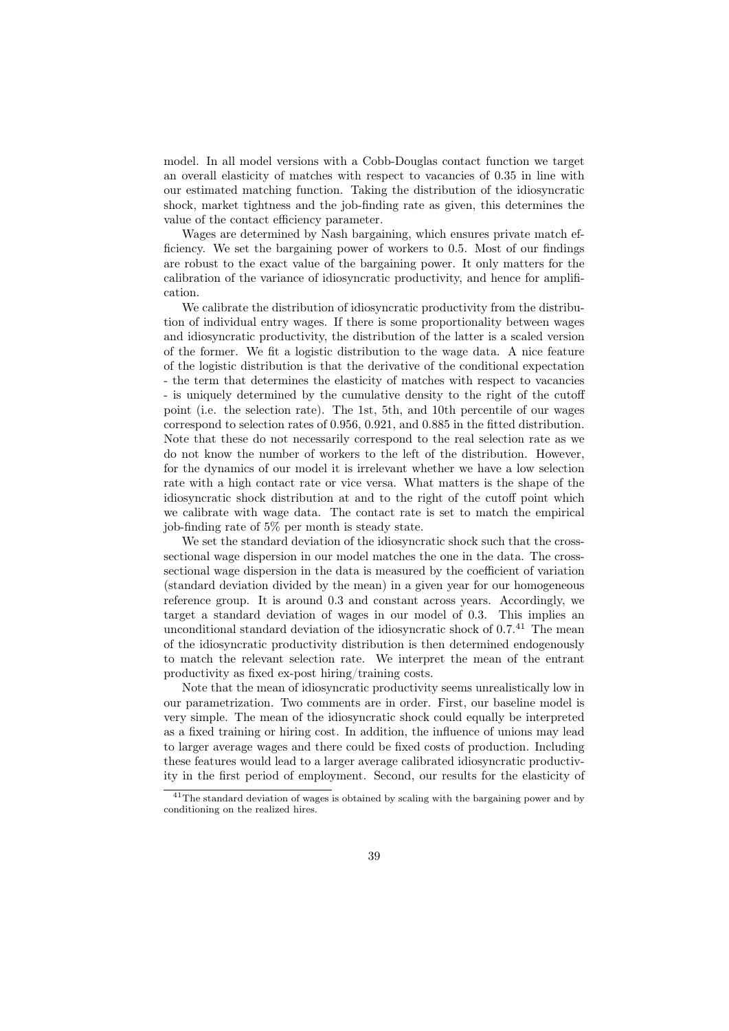model. In all model versions with a Cobb-Douglas contact function we target an overall elasticity of matches with respect to vacancies of 0.35 in line with our estimated matching function. Taking the distribution of the idiosyncratic shock, market tightness and the job-finding rate as given, this determines the value of the contact efficiency parameter.

Wages are determined by Nash bargaining, which ensures private match efficiency. We set the bargaining power of workers to 0.5. Most of our findings are robust to the exact value of the bargaining power. It only matters for the calibration of the variance of idiosyncratic productivity, and hence for amplification.

We calibrate the distribution of idiosyncratic productivity from the distribution of individual entry wages. If there is some proportionality between wages and idiosyncratic productivity, the distribution of the latter is a scaled version of the former. We fit a logistic distribution to the wage data. A nice feature of the logistic distribution is that the derivative of the conditional expectation - the term that determines the elasticity of matches with respect to vacancies - is uniquely determined by the cumulative density to the right of the cutoff point (i.e. the selection rate). The 1st, 5th, and 10th percentile of our wages correspond to selection rates of 0.956, 0.921, and 0.885 in the fitted distribution. Note that these do not necessarily correspond to the real selection rate as we do not know the number of workers to the left of the distribution. However, for the dynamics of our model it is irrelevant whether we have a low selection rate with a high contact rate or vice versa. What matters is the shape of the idiosyncratic shock distribution at and to the right of the cutoff point which we calibrate with wage data. The contact rate is set to match the empirical job-finding rate of 5% per month is steady state.

We set the standard deviation of the idiosyncratic shock such that the cross-sectional wage dispersion in our model matches the one in the data. The cross-sectional wage dispersion in the data is measured by the coefficient of variation (standard deviation divided by the mean) in a given year for our homogeneous reference group. It is around 0.3 and constant across years. Accordingly, we target a standard deviation of wages in our model of 0.3. This implies an unconditional standard deviation of the idiosyncratic shock of 0.7.[41] The mean of the idiosyncratic productivity distribution is then determined endogenously to match the relevant selection rate. We interpret the mean of the entrant productivity as fixed ex-post hiring/training costs.

Note that the mean of idiosyncratic productivity seems unrealistically low in our parametrization. Two comments are in order. First, our baseline model is very simple. The mean of the idiosyncratic shock could equally be interpreted as a fixed training or hiring cost. In addition, the influence of unions may lead to larger average wages and there could be fixed costs of production. Including these features would lead to a larger average calibrated idiosyncratic productivity in the first period of employment. Second, our results for the elasticity of

[41] The standard deviation of wages is obtained by scaling with the bargaining power and by conditioning on the realized hires.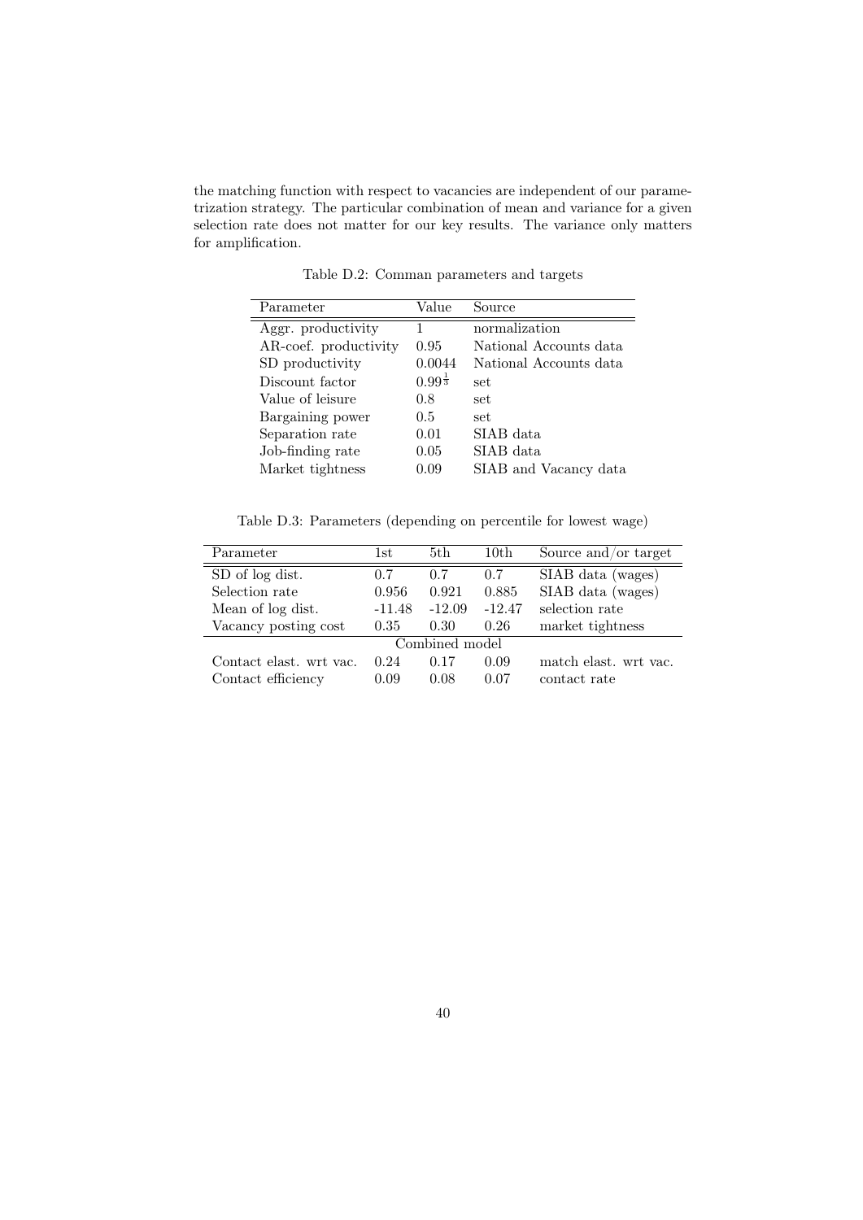the matching function with respect to vacancies are independent of our parametrization strategy. The particular combination of mean and variance for a given selection rate does not matter for our key results. The variance only matters for amplification.

Table D.2: Comman parameters and targets

| Parameter | Value | Source |
|---|---|---|
| Aggr. productivity | 1 | normalization |
| AR-coef. productivity | 0.95 | National Accounts data |
| SD productivity | 0.0044 | National Accounts data |
| Discount factor | $0.99^{\frac{1}{3}}$ | set |
| Value of leisure | 0.8 | set |
| Bargaining power | 0.5 | set |
| Separation rate | 0.01 | SIAB data |
| Job-finding rate | 0.05 | SIAB data |
| Market tightness | 0.09 | SIAB and Vacancy data |

Table D.3: Parameters (depending on percentile for lowest wage)

| Parameter | 1st | 5th | 10th | Source and/or target |
|---|---|---|---|---|
| SD of log dist. | 0.7 | 0.7 | 0.7 | SIAB data (wages) |
| Selection rate | 0.956 | 0.921 | 0.885 | SIAB data (wages) |
| Mean of log dist. | -11.48 | -12.09 | -12.47 | selection rate |
| Vacancy posting cost | 0.35 | 0.30 | 0.26 | market tightness |
| Combined model | | | | |
| Contact elast. wrt vac. | 0.24 | 0.17 | 0.09 | match elast. wrt vac. |
| Contact efficiency | 0.09 | 0.08 | 0.07 | contact rate |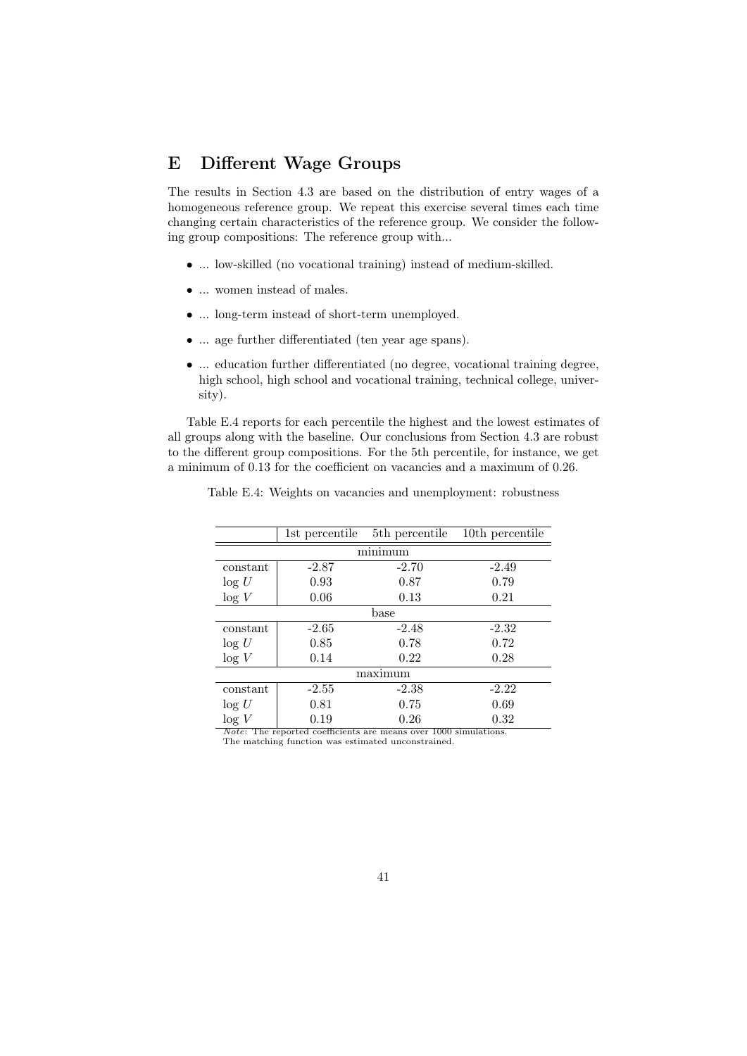# E Different Wage Groups

The results in Section 4.3 are based on the distribution of entry wages of a homogeneous reference group. We repeat this exercise several times each time changing certain characteristics of the reference group. We consider the following group compositions: The reference group with...

- ... low-skilled (no vocational training) instead of medium-skilled.
- ... women instead of males.
- ... long-term instead of short-term unemployed.
- ... age further differentiated (ten year age spans).
- ... education further differentiated (no degree, vocational training degree, high school, high school and vocational training, technical college, university).

Table E.4 reports for each percentile the highest and the lowest estimates of all groups along with the baseline. Our conclusions from Section 4.3 are robust to the different group compositions. For the 5th percentile, for instance, we get a minimum of 0.13 for the coefficient on vacancies and a maximum of 0.26.

Table E.4: Weights on vacancies and unemployment: robustness

| | 1st percentile | 5th percentile | 10th percentile |
|---|---|---|---|
| | | minimum | |
| constant | -2.87 | -2.70 | -2.49 |
| $\log U$ | 0.93 | 0.87 | 0.79 |
| $\log V$ | 0.06 | 0.13 | 0.21 |
| | | base | |
| constant | -2.65 | -2.48 | -2.32 |
| $\log U$ | 0.85 | 0.78 | 0.72 |
| $\log V$ | 0.14 | 0.22 | 0.28 |
| | | maximum | |
| constant | -2.55 | -2.38 | -2.22 |
| $\log U$ | 0.81 | 0.75 | 0.69 |
| $\log V$ | 0.19 | 0.26 | 0.32 |

*Note*: The reported coefficients are means over 1000 simulations.
The matching function was estimated unconstrained.